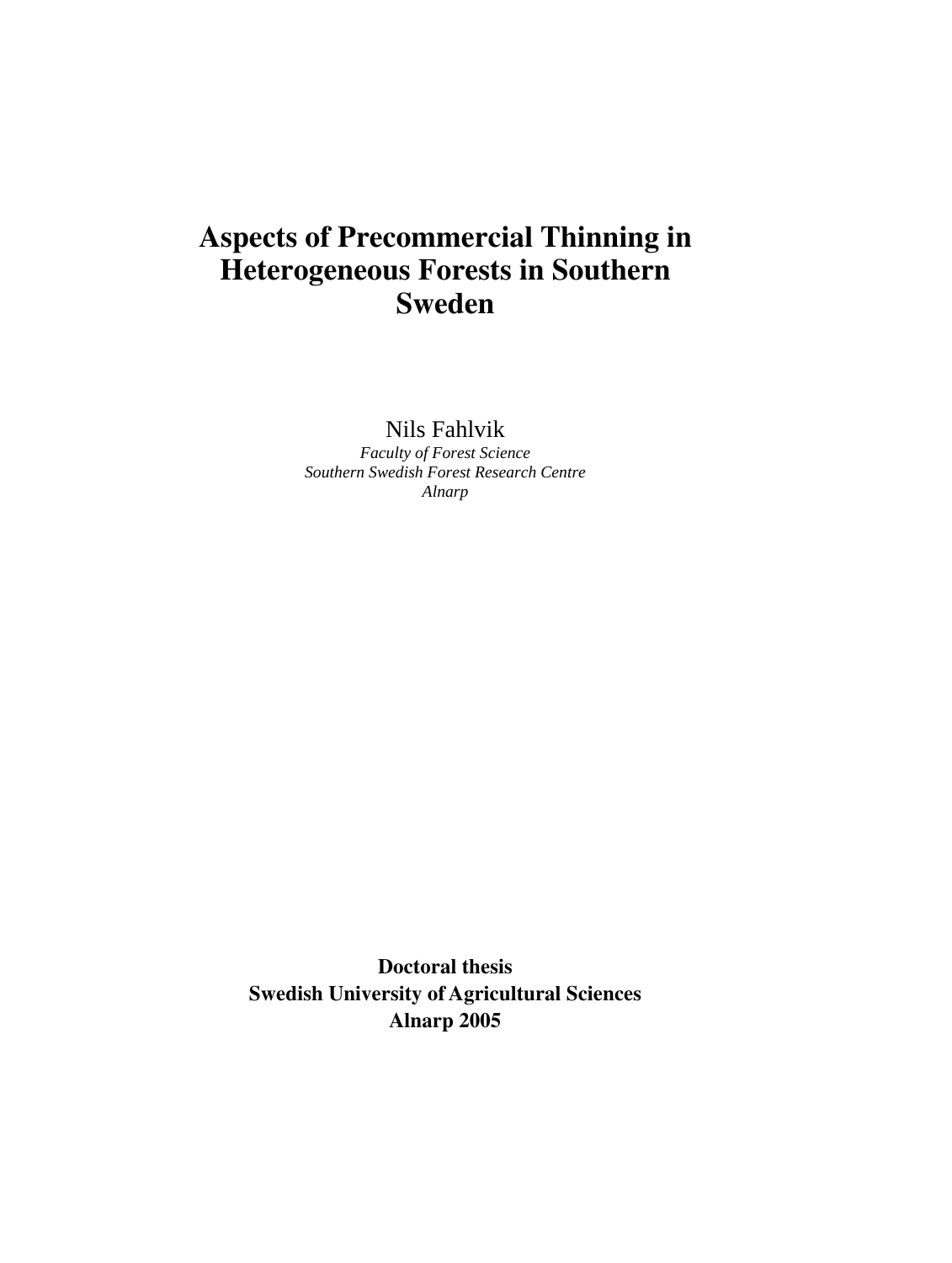# Aspects of Precommercial Thinning in Heterogeneous Forests in Southern Sweden

Nils Fahlvik

*Faculty of Forest Science*
*Southern Swedish Forest Research Centre*
*Alnarp*

**Doctoral thesis**
**Swedish University of Agricultural Sciences**
**Alnarp 2005**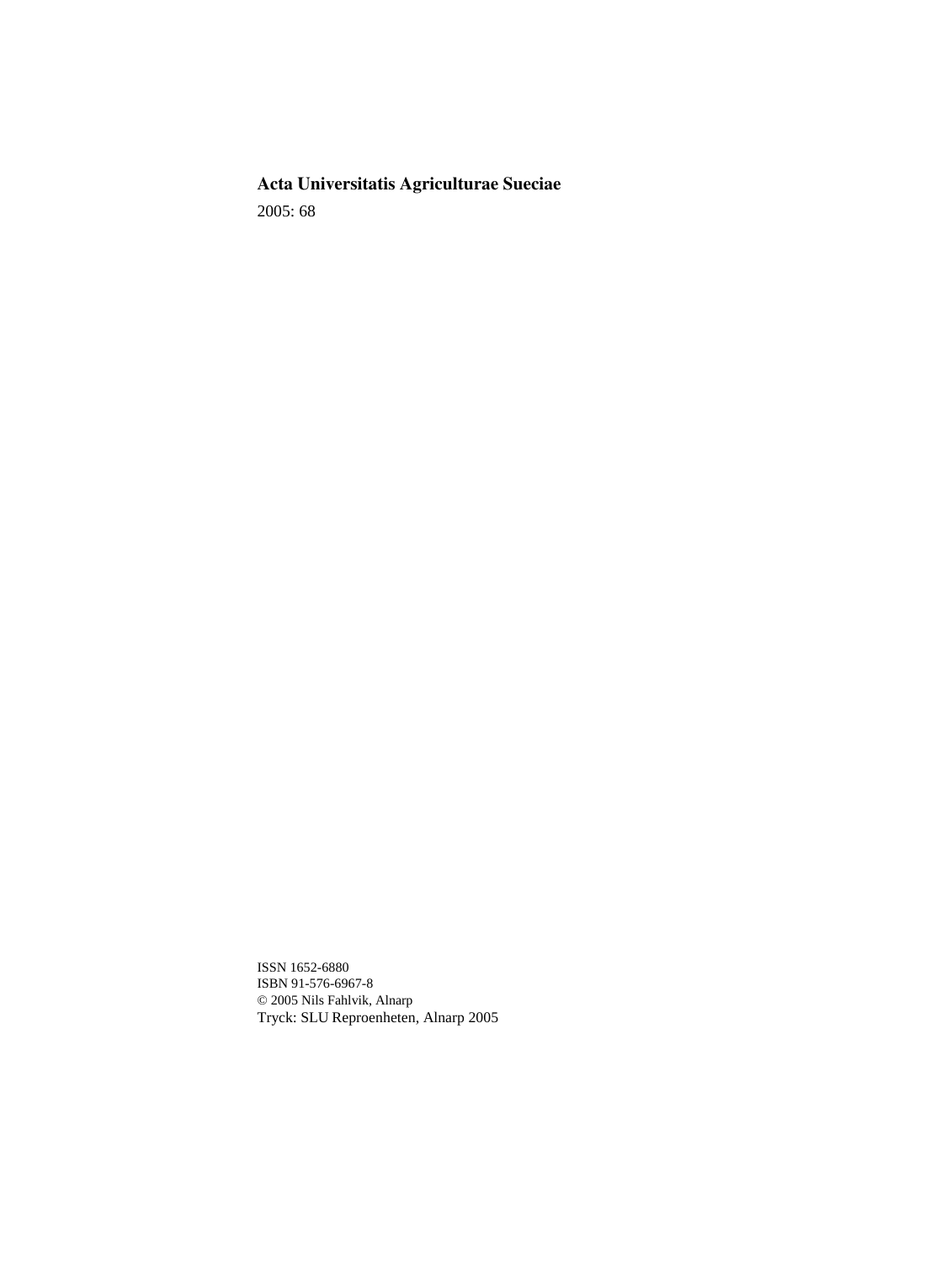**Acta Universitatis Agriculturae Sueciae**

2005: 68

ISSN 1652-6880
ISBN 91-576-6967-8
© 2005 Nils Fahlvik, Alnarp
Tryck: SLU Reproenheten, Alnarp 2005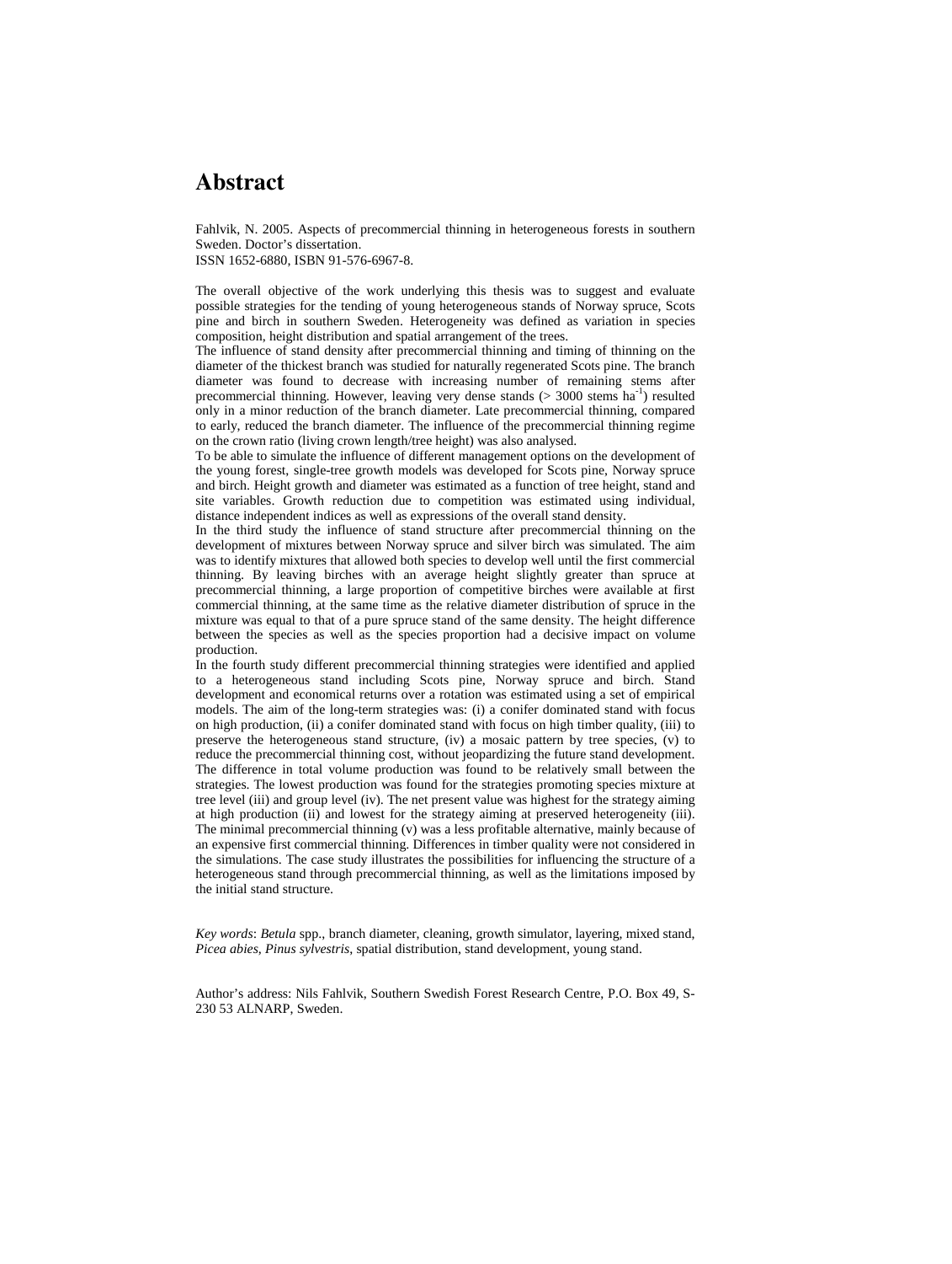# Abstract

Fahlvik, N. 2005. Aspects of precommercial thinning in heterogeneous forests in southern Sweden. Doctor's dissertation.
ISSN 1652-6880, ISBN 91-576-6967-8.

The overall objective of the work underlying this thesis was to suggest and evaluate possible strategies for the tending of young heterogeneous stands of Norway spruce, Scots pine and birch in southern Sweden. Heterogeneity was defined as variation in species composition, height distribution and spatial arrangement of the trees.
The influence of stand density after precommercial thinning and timing of thinning on the diameter of the thickest branch was studied for naturally regenerated Scots pine. The branch diameter was found to decrease with increasing number of remaining stems after precommercial thinning. However, leaving very dense stands (> 3000 stems $ha^{-1}$) resulted only in a minor reduction of the branch diameter. Late precommercial thinning, compared to early, reduced the branch diameter. The influence of the precommercial thinning regime on the crown ratio (living crown length/tree height) was also analysed.
To be able to simulate the influence of different management options on the development of the young forest, single-tree growth models was developed for Scots pine, Norway spruce and birch. Height growth and diameter was estimated as a function of tree height, stand and site variables. Growth reduction due to competition was estimated using individual, distance independent indices as well as expressions of the overall stand density.
In the third study the influence of stand structure after precommercial thinning on the development of mixtures between Norway spruce and silver birch was simulated. The aim was to identify mixtures that allowed both species to develop well until the first commercial thinning. By leaving birches with an average height slightly greater than spruce at precommercial thinning, a large proportion of competitive birches were available at first commercial thinning, at the same time as the relative diameter distribution of spruce in the mixture was equal to that of a pure spruce stand of the same density. The height difference between the species as well as the species proportion had a decisive impact on volume production.
In the fourth study different precommercial thinning strategies were identified and applied to a heterogeneous stand including Scots pine, Norway spruce and birch. Stand development and economical returns over a rotation was estimated using a set of empirical models. The aim of the long-term strategies was: (i) a conifer dominated stand with focus on high production, (ii) a conifer dominated stand with focus on high timber quality, (iii) to preserve the heterogeneous stand structure, (iv) a mosaic pattern by tree species, (v) to reduce the precommercial thinning cost, without jeopardizing the future stand development. The difference in total volume production was found to be relatively small between the strategies. The lowest production was found for the strategies promoting species mixture at tree level (iii) and group level (iv). The net present value was highest for the strategy aiming at high production (ii) and lowest for the strategy aiming at preserved heterogeneity (iii). The minimal precommercial thinning (v) was a less profitable alternative, mainly because of an expensive first commercial thinning. Differences in timber quality were not considered in the simulations. The case study illustrates the possibilities for influencing the structure of a heterogeneous stand through precommercial thinning, as well as the limitations imposed by the initial stand structure.

*Key words*: *Betula* spp., branch diameter, cleaning, growth simulator, layering, mixed stand, *Picea abies*, *Pinus sylvestris*, spatial distribution, stand development, young stand.

Author's address: Nils Fahlvik, Southern Swedish Forest Research Centre, P.O. Box 49, S-230 53 ALNARP, Sweden.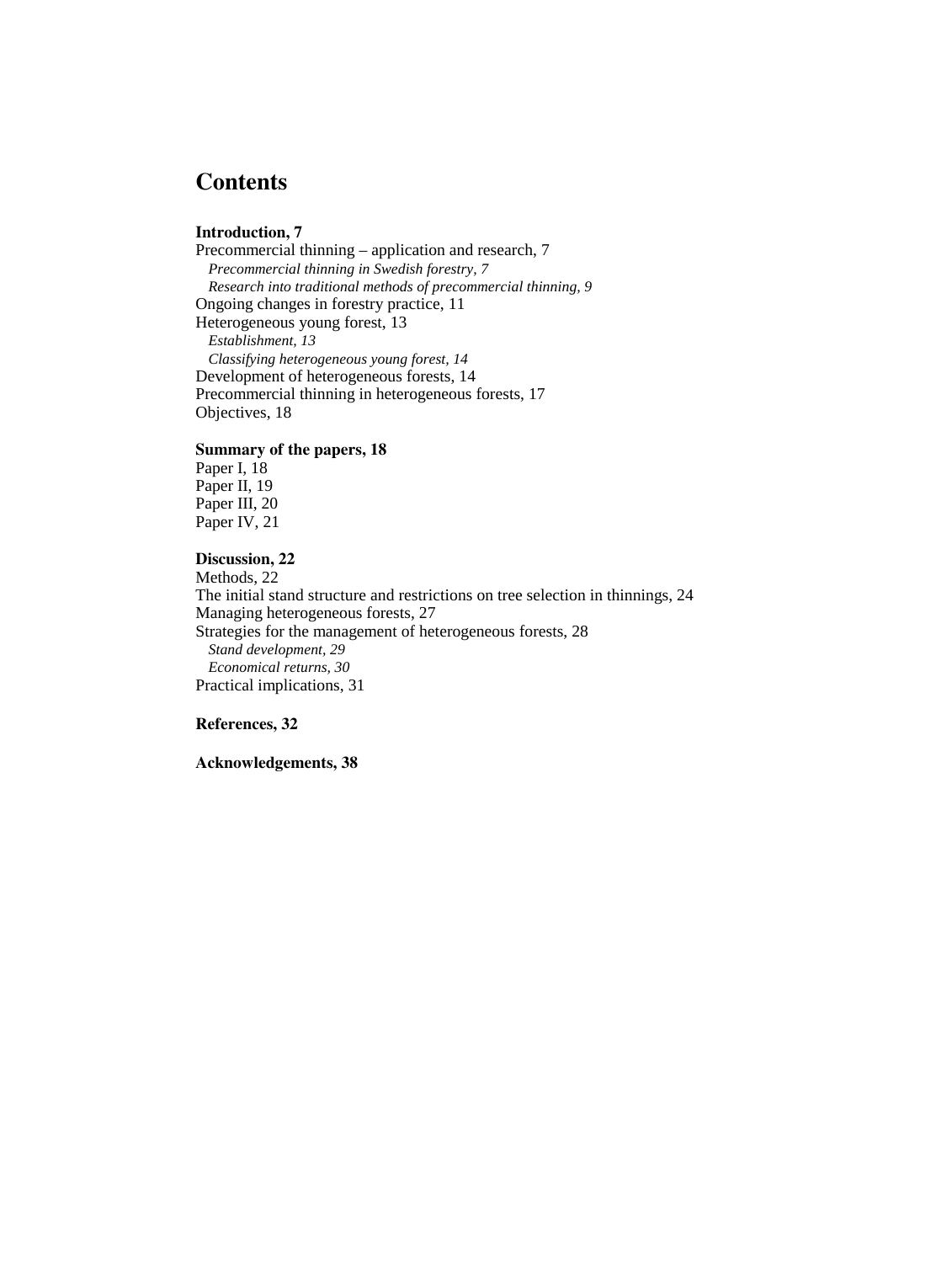# Contents

**Introduction, 7**

Precommercial thinning – application and research, 7

*Precommercial thinning in Swedish forestry, 7*

*Research into traditional methods of precommercial thinning, 9*

Ongoing changes in forestry practice, 11

Heterogeneous young forest, 13

*Establishment, 13*

*Classifying heterogeneous young forest, 14*

Development of heterogeneous forests, 14

Precommercial thinning in heterogeneous forests, 17

Objectives, 18

**Summary of the papers, 18**

Paper I, 18

Paper II, 19

Paper III, 20

Paper IV, 21

**Discussion, 22**

Methods, 22

The initial stand structure and restrictions on tree selection in thinnings, 24

Managing heterogeneous forests, 27

Strategies for the management of heterogeneous forests, 28

*Stand development, 29*

*Economical returns, 30*

Practical implications, 31

**References, 32**

**Acknowledgements, 38**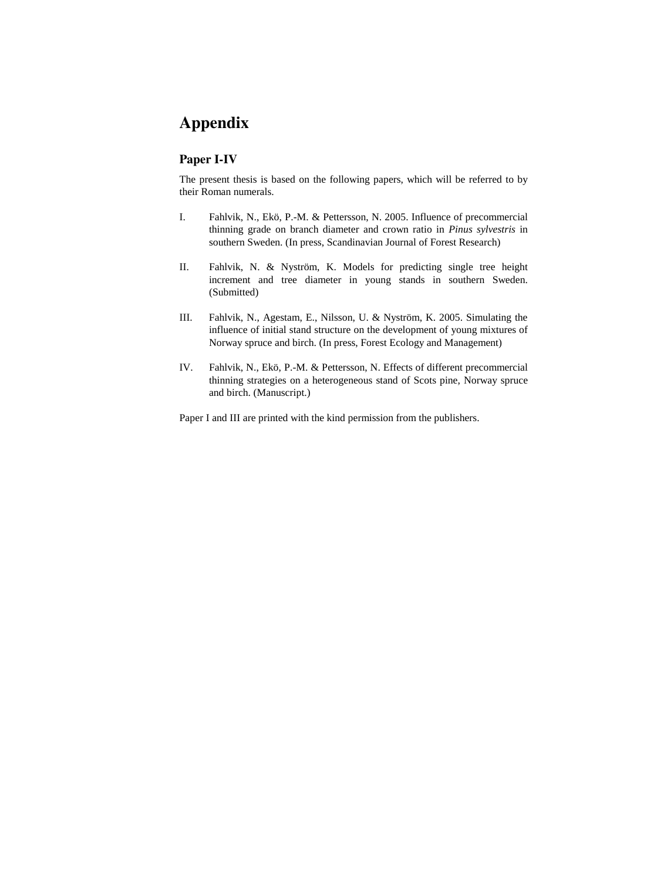# Appendix

## Paper I-IV

The present thesis is based on the following papers, which will be referred to by their Roman numerals.

I. Fahlvik, N., Ekö, P.-M. & Pettersson, N. 2005. Influence of precommercial thinning grade on branch diameter and crown ratio in *Pinus sylvestris* in southern Sweden. (In press, Scandinavian Journal of Forest Research)

II. Fahlvik, N. & Nyström, K. Models for predicting single tree height increment and tree diameter in young stands in southern Sweden. (Submitted)

III. Fahlvik, N., Agestam, E., Nilsson, U. & Nyström, K. 2005. Simulating the influence of initial stand structure on the development of young mixtures of Norway spruce and birch. (In press, Forest Ecology and Management)

IV. Fahlvik, N., Ekö, P.-M. & Pettersson, N. Effects of different precommercial thinning strategies on a heterogeneous stand of Scots pine, Norway spruce and birch. (Manuscript.)

Paper I and III are printed with the kind permission from the publishers.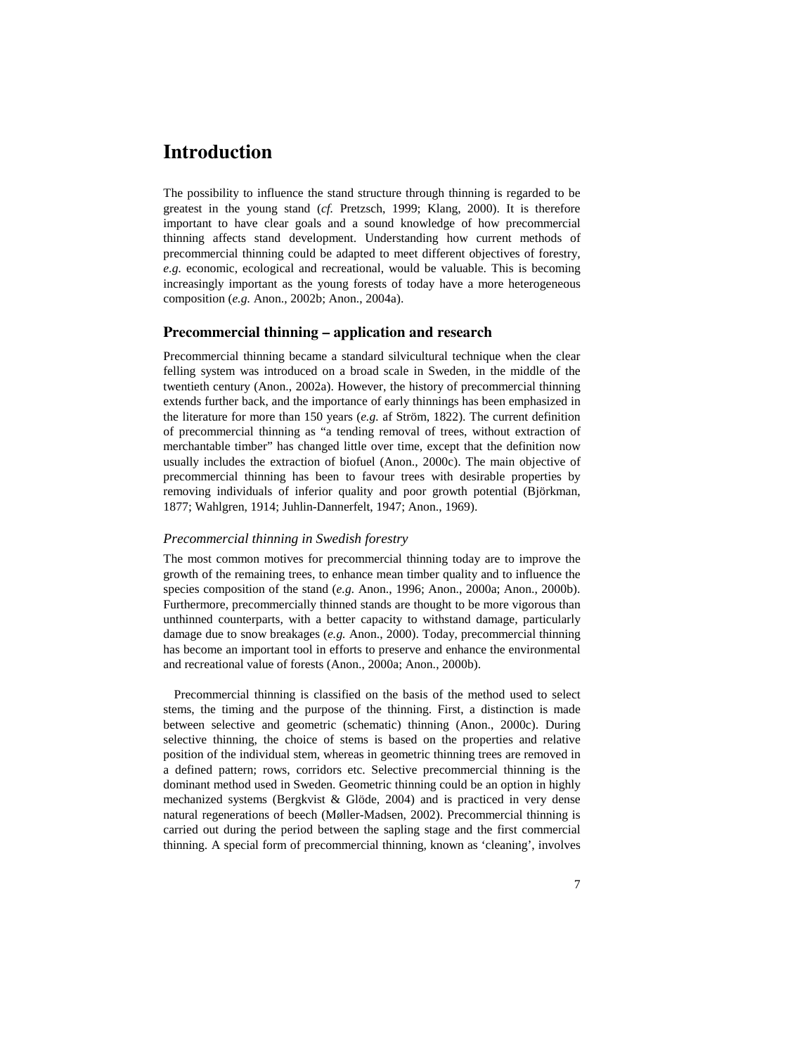# Introduction

The possibility to influence the stand structure through thinning is regarded to be greatest in the young stand (*cf.* Pretzsch, 1999; Klang, 2000). It is therefore important to have clear goals and a sound knowledge of how precommercial thinning affects stand development. Understanding how current methods of precommercial thinning could be adapted to meet different objectives of forestry, *e.g.* economic, ecological and recreational, would be valuable. This is becoming increasingly important as the young forests of today have a more heterogeneous composition (*e.g.* Anon., 2002b; Anon., 2004a).

## Precommercial thinning – application and research

Precommercial thinning became a standard silvicultural technique when the clear felling system was introduced on a broad scale in Sweden, in the middle of the twentieth century (Anon., 2002a). However, the history of precommercial thinning extends further back, and the importance of early thinnings has been emphasized in the literature for more than 150 years (*e.g.* af Ström, 1822). The current definition of precommercial thinning as "a tending removal of trees, without extraction of merchantable timber" has changed little over time, except that the definition now usually includes the extraction of biofuel (Anon., 2000c). The main objective of precommercial thinning has been to favour trees with desirable properties by removing individuals of inferior quality and poor growth potential (Björkman, 1877; Wahlgren, 1914; Juhlin-Dannerfelt, 1947; Anon., 1969).

### *Precommercial thinning in Swedish forestry*

The most common motives for precommercial thinning today are to improve the growth of the remaining trees, to enhance mean timber quality and to influence the species composition of the stand (*e.g.* Anon., 1996; Anon., 2000a; Anon., 2000b). Furthermore, precommercially thinned stands are thought to be more vigorous than unthinned counterparts, with a better capacity to withstand damage, particularly damage due to snow breakages (*e.g.* Anon., 2000). Today, precommercial thinning has become an important tool in efforts to preserve and enhance the environmental and recreational value of forests (Anon., 2000a; Anon., 2000b).

Precommercial thinning is classified on the basis of the method used to select stems, the timing and the purpose of the thinning. First, a distinction is made between selective and geometric (schematic) thinning (Anon., 2000c). During selective thinning, the choice of stems is based on the properties and relative position of the individual stem, whereas in geometric thinning trees are removed in a defined pattern; rows, corridors etc. Selective precommercial thinning is the dominant method used in Sweden. Geometric thinning could be an option in highly mechanized systems (Bergkvist & Glöde, 2004) and is practiced in very dense natural regenerations of beech (Møller-Madsen, 2002). Precommercial thinning is carried out during the period between the sapling stage and the first commercial thinning. A special form of precommercial thinning, known as 'cleaning', involves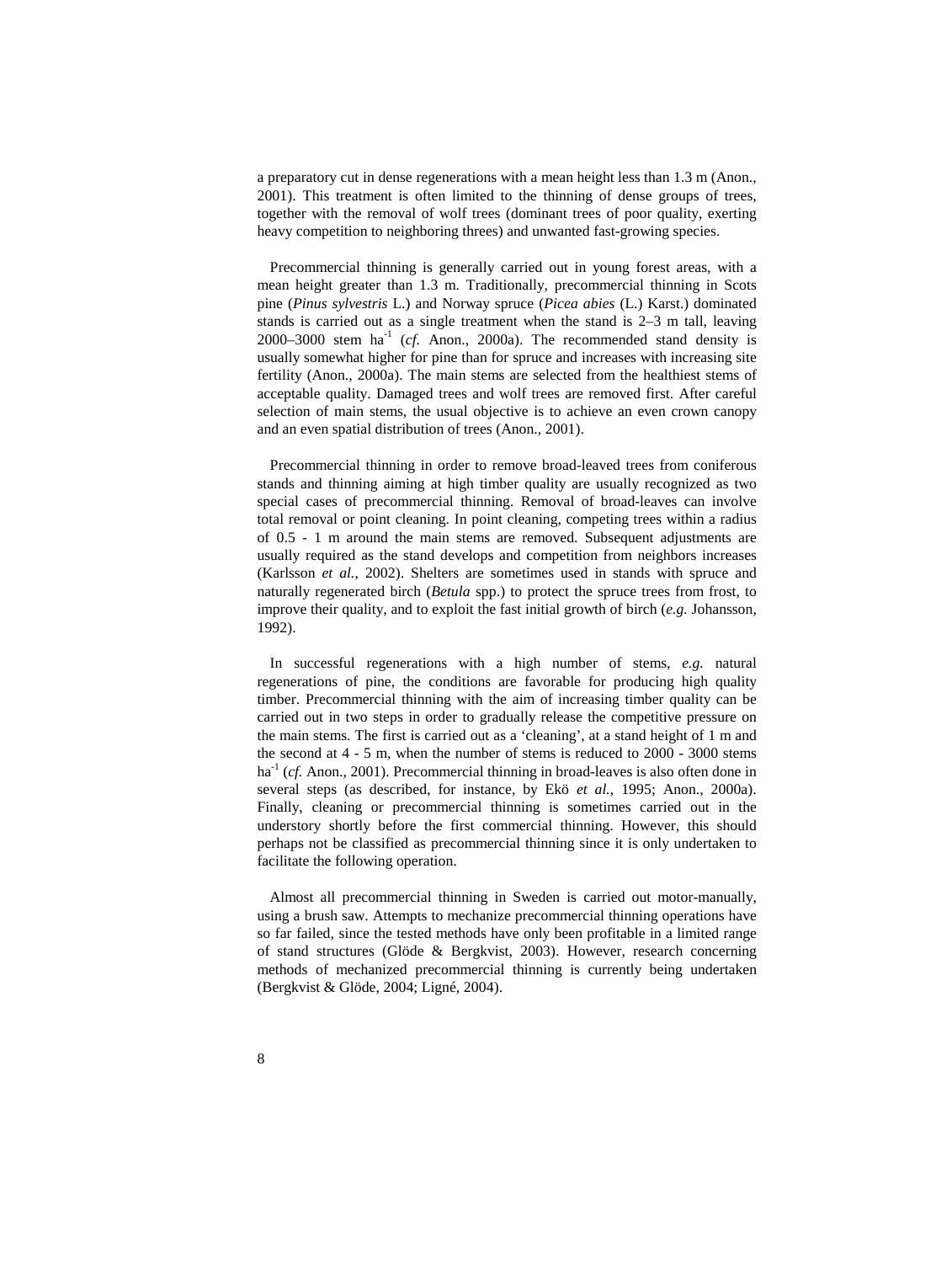a preparatory cut in dense regenerations with a mean height less than 1.3 m (Anon., 2001). This treatment is often limited to the thinning of dense groups of trees, together with the removal of wolf trees (dominant trees of poor quality, exerting heavy competition to neighboring threes) and unwanted fast-growing species.

Precommercial thinning is generally carried out in young forest areas, with a mean height greater than 1.3 m. Traditionally, precommercial thinning in Scots pine (*Pinus sylvestris* L.) and Norway spruce (*Picea abies* (L.) Karst.) dominated stands is carried out as a single treatment when the stand is 2–3 m tall, leaving 2000–3000 stem ha$^{-1}$ (*cf.* Anon., 2000a). The recommended stand density is usually somewhat higher for pine than for spruce and increases with increasing site fertility (Anon., 2000a). The main stems are selected from the healthiest stems of acceptable quality. Damaged trees and wolf trees are removed first. After careful selection of main stems, the usual objective is to achieve an even crown canopy and an even spatial distribution of trees (Anon., 2001).

Precommercial thinning in order to remove broad-leaved trees from coniferous stands and thinning aiming at high timber quality are usually recognized as two special cases of precommercial thinning. Removal of broad-leaves can involve total removal or point cleaning. In point cleaning, competing trees within a radius of 0.5 - 1 m around the main stems are removed. Subsequent adjustments are usually required as the stand develops and competition from neighbors increases (Karlsson *et al.*, 2002). Shelters are sometimes used in stands with spruce and naturally regenerated birch (*Betula* spp.) to protect the spruce trees from frost, to improve their quality, and to exploit the fast initial growth of birch (*e.g.* Johansson, 1992).

In successful regenerations with a high number of stems, *e.g.* natural regenerations of pine, the conditions are favorable for producing high quality timber. Precommercial thinning with the aim of increasing timber quality can be carried out in two steps in order to gradually release the competitive pressure on the main stems. The first is carried out as a 'cleaning', at a stand height of 1 m and the second at 4 - 5 m, when the number of stems is reduced to 2000 - 3000 stems ha$^{-1}$ (*cf.* Anon., 2001). Precommercial thinning in broad-leaves is also often done in several steps (as described, for instance, by Ekö *et al.*, 1995; Anon., 2000a). Finally, cleaning or precommercial thinning is sometimes carried out in the understory shortly before the first commercial thinning. However, this should perhaps not be classified as precommercial thinning since it is only undertaken to facilitate the following operation.

Almost all precommercial thinning in Sweden is carried out motor-manually, using a brush saw. Attempts to mechanize precommercial thinning operations have so far failed, since the tested methods have only been profitable in a limited range of stand structures (Glöde & Bergkvist, 2003). However, research concerning methods of mechanized precommercial thinning is currently being undertaken (Bergkvist & Glöde, 2004; Ligné, 2004).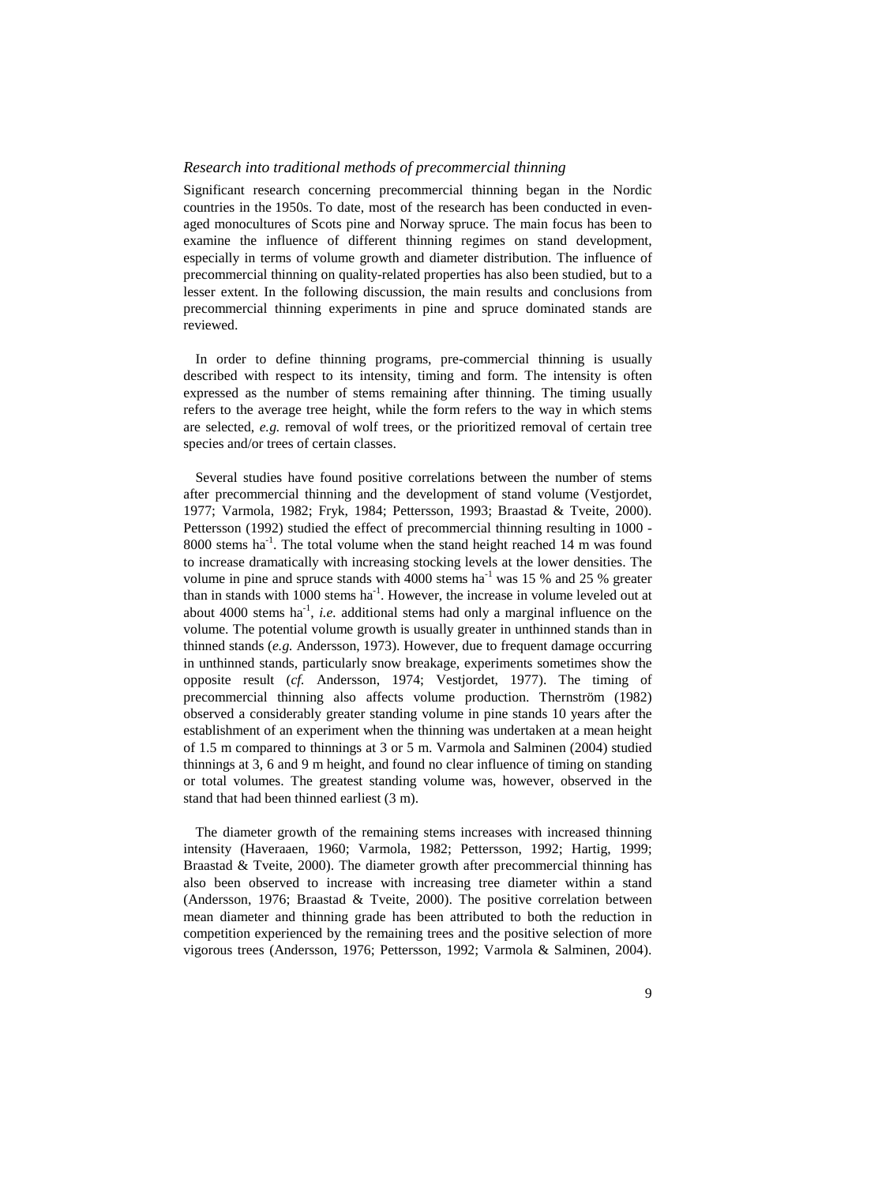### *Research into traditional methods of precommercial thinning*

Significant research concerning precommercial thinning began in the Nordic countries in the 1950s. To date, most of the research has been conducted in even-aged monocultures of Scots pine and Norway spruce. The main focus has been to examine the influence of different thinning regimes on stand development, especially in terms of volume growth and diameter distribution. The influence of precommercial thinning on quality-related properties has also been studied, but to a lesser extent. In the following discussion, the main results and conclusions from precommercial thinning experiments in pine and spruce dominated stands are reviewed.

In order to define thinning programs, pre-commercial thinning is usually described with respect to its intensity, timing and form. The intensity is often expressed as the number of stems remaining after thinning. The timing usually refers to the average tree height, while the form refers to the way in which stems are selected, *e.g.* removal of wolf trees, or the prioritized removal of certain tree species and/or trees of certain classes.

Several studies have found positive correlations between the number of stems after precommercial thinning and the development of stand volume (Vestjordet, 1977; Varmola, 1982; Fryk, 1984; Pettersson, 1993; Braastad & Tveite, 2000). Pettersson (1992) studied the effect of precommercial thinning resulting in 1000 - 8000 stems ha$^{-1}$. The total volume when the stand height reached 14 m was found to increase dramatically with increasing stocking levels at the lower densities. The volume in pine and spruce stands with 4000 stems ha$^{-1}$ was 15 % and 25 % greater than in stands with 1000 stems ha$^{-1}$. However, the increase in volume leveled out at about 4000 stems ha$^{-1}$, *i.e.* additional stems had only a marginal influence on the volume. The potential volume growth is usually greater in unthinned stands than in thinned stands (*e.g.* Andersson, 1973). However, due to frequent damage occurring in unthinned stands, particularly snow breakage, experiments sometimes show the opposite result (*cf.* Andersson, 1974; Vestjordet, 1977). The timing of precommercial thinning also affects volume production. Thernström (1982) observed a considerably greater standing volume in pine stands 10 years after the establishment of an experiment when the thinning was undertaken at a mean height of 1.5 m compared to thinnings at 3 or 5 m. Varmola and Salminen (2004) studied thinnings at 3, 6 and 9 m height, and found no clear influence of timing on standing or total volumes. The greatest standing volume was, however, observed in the stand that had been thinned earliest (3 m).

The diameter growth of the remaining stems increases with increased thinning intensity (Haveraaen, 1960; Varmola, 1982; Pettersson, 1992; Hartig, 1999; Braastad & Tveite, 2000). The diameter growth after precommercial thinning has also been observed to increase with increasing tree diameter within a stand (Andersson, 1976; Braastad & Tveite, 2000). The positive correlation between mean diameter and thinning grade has been attributed to both the reduction in competition experienced by the remaining trees and the positive selection of more vigorous trees (Andersson, 1976; Pettersson, 1992; Varmola & Salminen, 2004).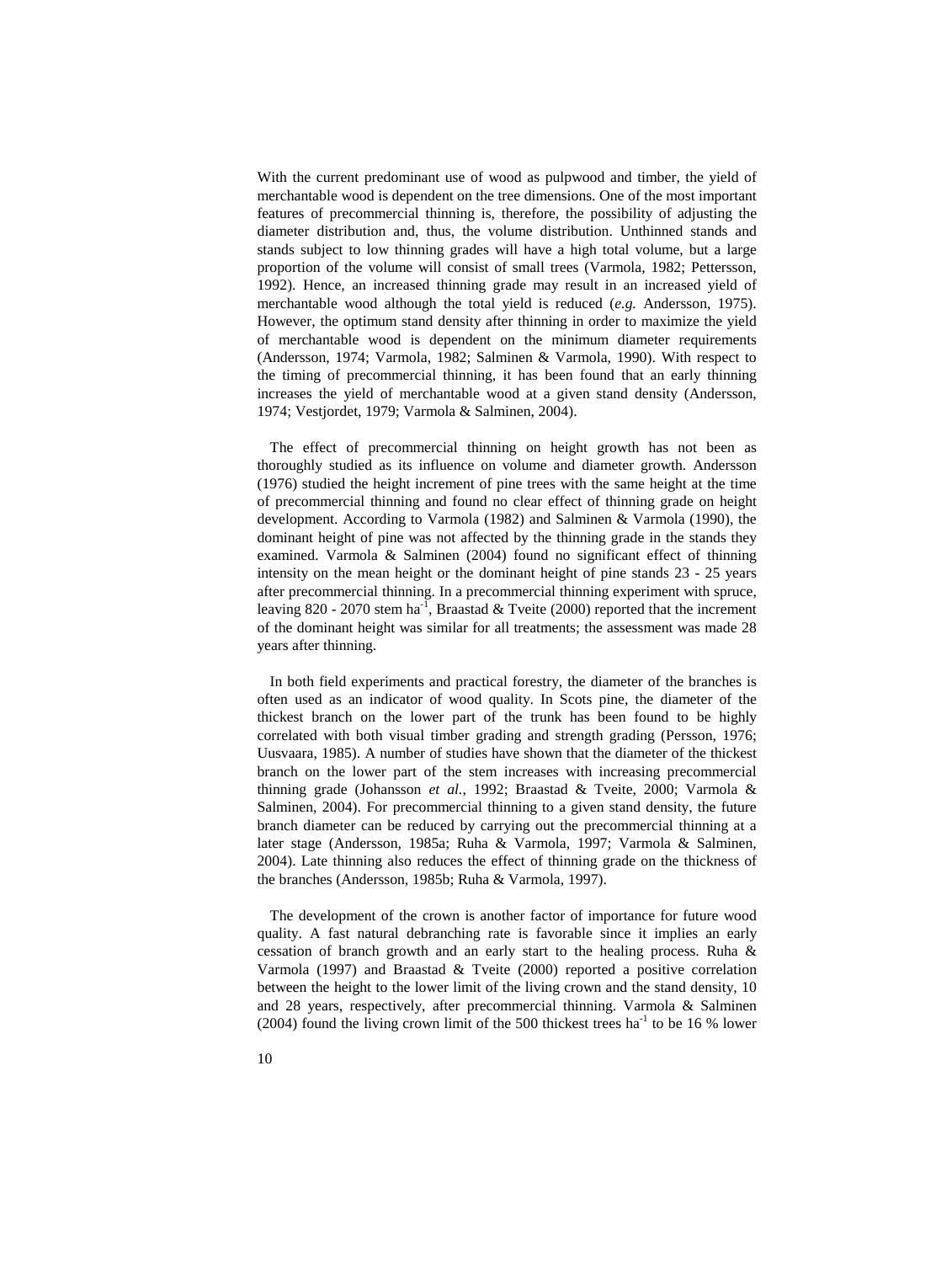With the current predominant use of wood as pulpwood and timber, the yield of merchantable wood is dependent on the tree dimensions. One of the most important features of precommercial thinning is, therefore, the possibility of adjusting the diameter distribution and, thus, the volume distribution. Unthinned stands and stands subject to low thinning grades will have a high total volume, but a large proportion of the volume will consist of small trees (Varmola, 1982; Pettersson, 1992). Hence, an increased thinning grade may result in an increased yield of merchantable wood although the total yield is reduced (*e.g.* Andersson, 1975). However, the optimum stand density after thinning in order to maximize the yield of merchantable wood is dependent on the minimum diameter requirements (Andersson, 1974; Varmola, 1982; Salminen & Varmola, 1990). With respect to the timing of precommercial thinning, it has been found that an early thinning increases the yield of merchantable wood at a given stand density (Andersson, 1974; Vestjordet, 1979; Varmola & Salminen, 2004).

The effect of precommercial thinning on height growth has not been as thoroughly studied as its influence on volume and diameter growth. Andersson (1976) studied the height increment of pine trees with the same height at the time of precommercial thinning and found no clear effect of thinning grade on height development. According to Varmola (1982) and Salminen & Varmola (1990), the dominant height of pine was not affected by the thinning grade in the stands they examined. Varmola & Salminen (2004) found no significant effect of thinning intensity on the mean height or the dominant height of pine stands 23 - 25 years after precommercial thinning. In a precommercial thinning experiment with spruce, leaving 820 - 2070 stem $ha^{-1}$, Braastad & Tveite (2000) reported that the increment of the dominant height was similar for all treatments; the assessment was made 28 years after thinning.

In both field experiments and practical forestry, the diameter of the branches is often used as an indicator of wood quality. In Scots pine, the diameter of the thickest branch on the lower part of the trunk has been found to be highly correlated with both visual timber grading and strength grading (Persson, 1976; Uusvaara, 1985). A number of studies have shown that the diameter of the thickest branch on the lower part of the stem increases with increasing precommercial thinning grade (Johansson *et al.*, 1992; Braastad & Tveite, 2000; Varmola & Salminen, 2004). For precommercial thinning to a given stand density, the future branch diameter can be reduced by carrying out the precommercial thinning at a later stage (Andersson, 1985a; Ruha & Varmola, 1997; Varmola & Salminen, 2004). Late thinning also reduces the effect of thinning grade on the thickness of the branches (Andersson, 1985b; Ruha & Varmola, 1997).

The development of the crown is another factor of importance for future wood quality. A fast natural debranching rate is favorable since it implies an early cessation of branch growth and an early start to the healing process. Ruha & Varmola (1997) and Braastad & Tveite (2000) reported a positive correlation between the height to the lower limit of the living crown and the stand density, 10 and 28 years, respectively, after precommercial thinning. Varmola & Salminen (2004) found the living crown limit of the 500 thickest trees $ha^{-1}$ to be 16 % lower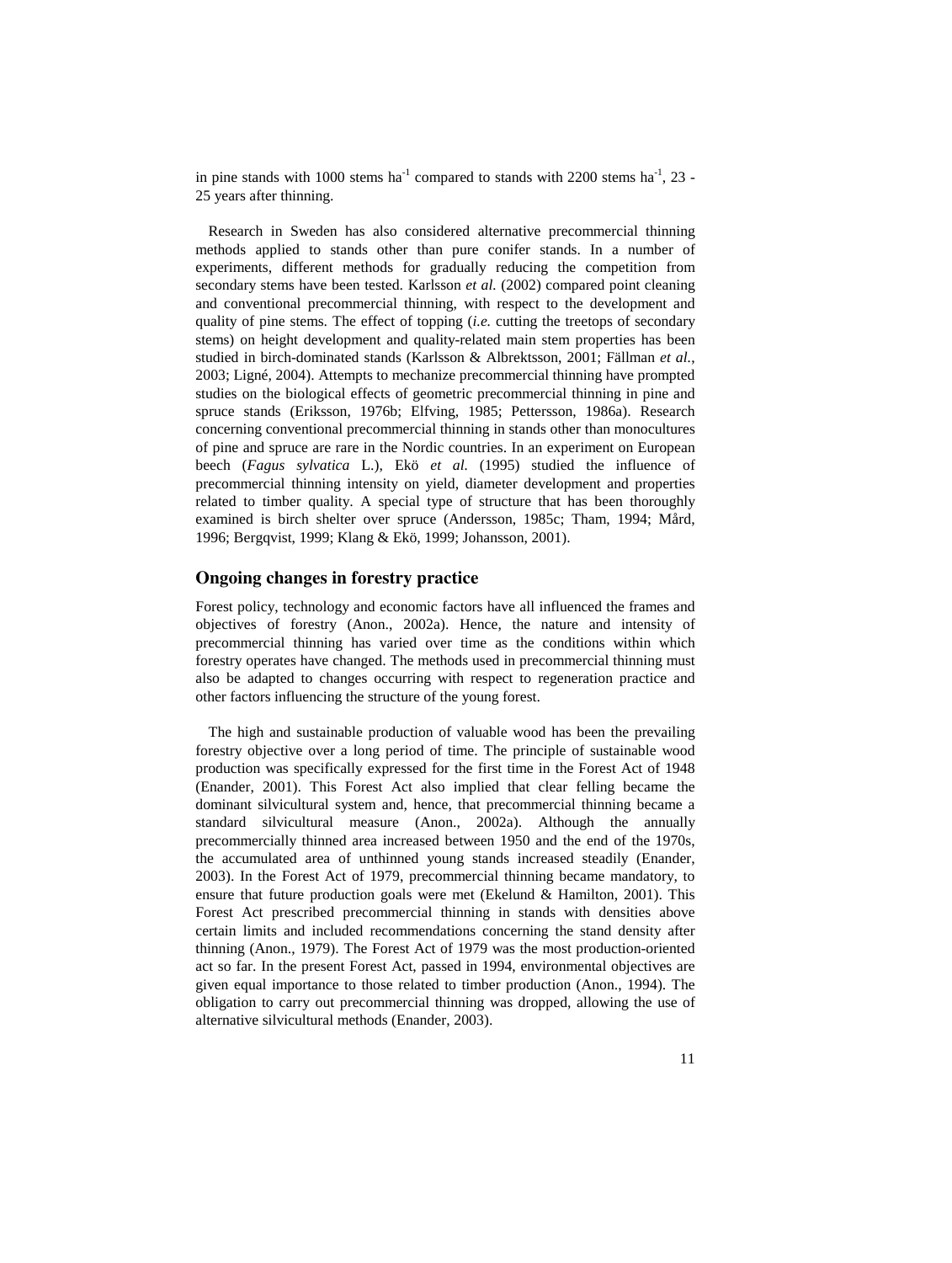in pine stands with 1000 stems ha$^{-1}$ compared to stands with 2200 stems ha$^{-1}$, 23 - 25 years after thinning.

Research in Sweden has also considered alternative precommercial thinning methods applied to stands other than pure conifer stands. In a number of experiments, different methods for gradually reducing the competition from secondary stems have been tested. Karlsson *et al.* (2002) compared point cleaning and conventional precommercial thinning, with respect to the development and quality of pine stems. The effect of topping (*i.e.* cutting the treetops of secondary stems) on height development and quality-related main stem properties has been studied in birch-dominated stands (Karlsson & Albrektsson, 2001; Fällman *et al.*, 2003; Ligné, 2004). Attempts to mechanize precommercial thinning have prompted studies on the biological effects of geometric precommercial thinning in pine and spruce stands (Eriksson, 1976b; Elfving, 1985; Pettersson, 1986a). Research concerning conventional precommercial thinning in stands other than monocultures of pine and spruce are rare in the Nordic countries. In an experiment on European beech (*Fagus sylvatica* L.), Ekö *et al.* (1995) studied the influence of precommercial thinning intensity on yield, diameter development and properties related to timber quality. A special type of structure that has been thoroughly examined is birch shelter over spruce (Andersson, 1985c; Tham, 1994; Mård, 1996; Bergqvist, 1999; Klang & Ekö, 1999; Johansson, 2001).

## Ongoing changes in forestry practice

Forest policy, technology and economic factors have all influenced the frames and objectives of forestry (Anon., 2002a). Hence, the nature and intensity of precommercial thinning has varied over time as the conditions within which forestry operates have changed. The methods used in precommercial thinning must also be adapted to changes occurring with respect to regeneration practice and other factors influencing the structure of the young forest.

The high and sustainable production of valuable wood has been the prevailing forestry objective over a long period of time. The principle of sustainable wood production was specifically expressed for the first time in the Forest Act of 1948 (Enander, 2001). This Forest Act also implied that clear felling became the dominant silvicultural system and, hence, that precommercial thinning became a standard silvicultural measure (Anon., 2002a). Although the annually precommercially thinned area increased between 1950 and the end of the 1970s, the accumulated area of unthinned young stands increased steadily (Enander, 2003). In the Forest Act of 1979, precommercial thinning became mandatory, to ensure that future production goals were met (Ekelund & Hamilton, 2001). This Forest Act prescribed precommercial thinning in stands with densities above certain limits and included recommendations concerning the stand density after thinning (Anon., 1979). The Forest Act of 1979 was the most production-oriented act so far. In the present Forest Act, passed in 1994, environmental objectives are given equal importance to those related to timber production (Anon., 1994). The obligation to carry out precommercial thinning was dropped, allowing the use of alternative silvicultural methods (Enander, 2003).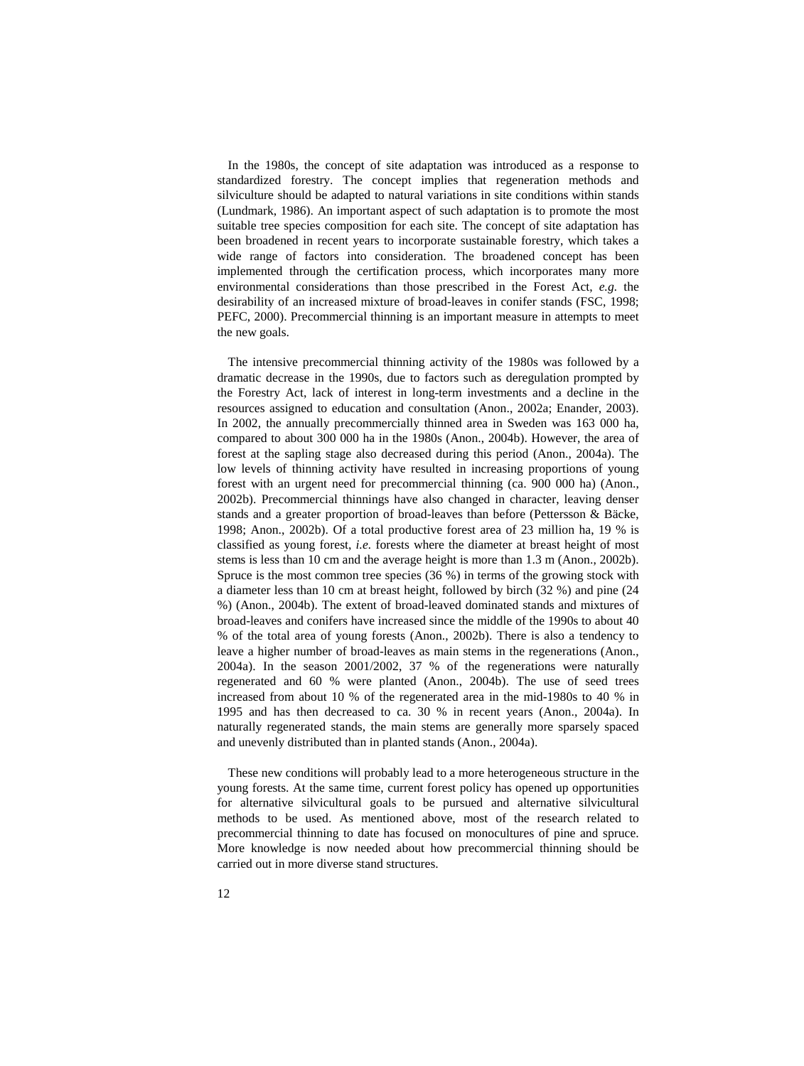In the 1980s, the concept of site adaptation was introduced as a response to standardized forestry. The concept implies that regeneration methods and silviculture should be adapted to natural variations in site conditions within stands (Lundmark, 1986). An important aspect of such adaptation is to promote the most suitable tree species composition for each site. The concept of site adaptation has been broadened in recent years to incorporate sustainable forestry, which takes a wide range of factors into consideration. The broadened concept has been implemented through the certification process, which incorporates many more environmental considerations than those prescribed in the Forest Act, *e.g.* the desirability of an increased mixture of broad-leaves in conifer stands (FSC, 1998; PEFC, 2000). Precommercial thinning is an important measure in attempts to meet the new goals.

The intensive precommercial thinning activity of the 1980s was followed by a dramatic decrease in the 1990s, due to factors such as deregulation prompted by the Forestry Act, lack of interest in long-term investments and a decline in the resources assigned to education and consultation (Anon., 2002a; Enander, 2003). In 2002, the annually precommercially thinned area in Sweden was 163 000 ha, compared to about 300 000 ha in the 1980s (Anon., 2004b). However, the area of forest at the sapling stage also decreased during this period (Anon., 2004a). The low levels of thinning activity have resulted in increasing proportions of young forest with an urgent need for precommercial thinning (ca. 900 000 ha) (Anon., 2002b). Precommercial thinnings have also changed in character, leaving denser stands and a greater proportion of broad-leaves than before (Pettersson & Bäcke, 1998; Anon., 2002b). Of a total productive forest area of 23 million ha, 19 % is classified as young forest, *i.e.* forests where the diameter at breast height of most stems is less than 10 cm and the average height is more than 1.3 m (Anon., 2002b). Spruce is the most common tree species (36 %) in terms of the growing stock with a diameter less than 10 cm at breast height, followed by birch (32 %) and pine (24 %) (Anon., 2004b). The extent of broad-leaved dominated stands and mixtures of broad-leaves and conifers have increased since the middle of the 1990s to about 40 % of the total area of young forests (Anon., 2002b). There is also a tendency to leave a higher number of broad-leaves as main stems in the regenerations (Anon., 2004a). In the season 2001/2002, 37 % of the regenerations were naturally regenerated and 60 % were planted (Anon., 2004b). The use of seed trees increased from about 10 % of the regenerated area in the mid-1980s to 40 % in 1995 and has then decreased to ca. 30 % in recent years (Anon., 2004a). In naturally regenerated stands, the main stems are generally more sparsely spaced and unevenly distributed than in planted stands (Anon., 2004a).

These new conditions will probably lead to a more heterogeneous structure in the young forests. At the same time, current forest policy has opened up opportunities for alternative silvicultural goals to be pursued and alternative silvicultural methods to be used. As mentioned above, most of the research related to precommercial thinning to date has focused on monocultures of pine and spruce. More knowledge is now needed about how precommercial thinning should be carried out in more diverse stand structures.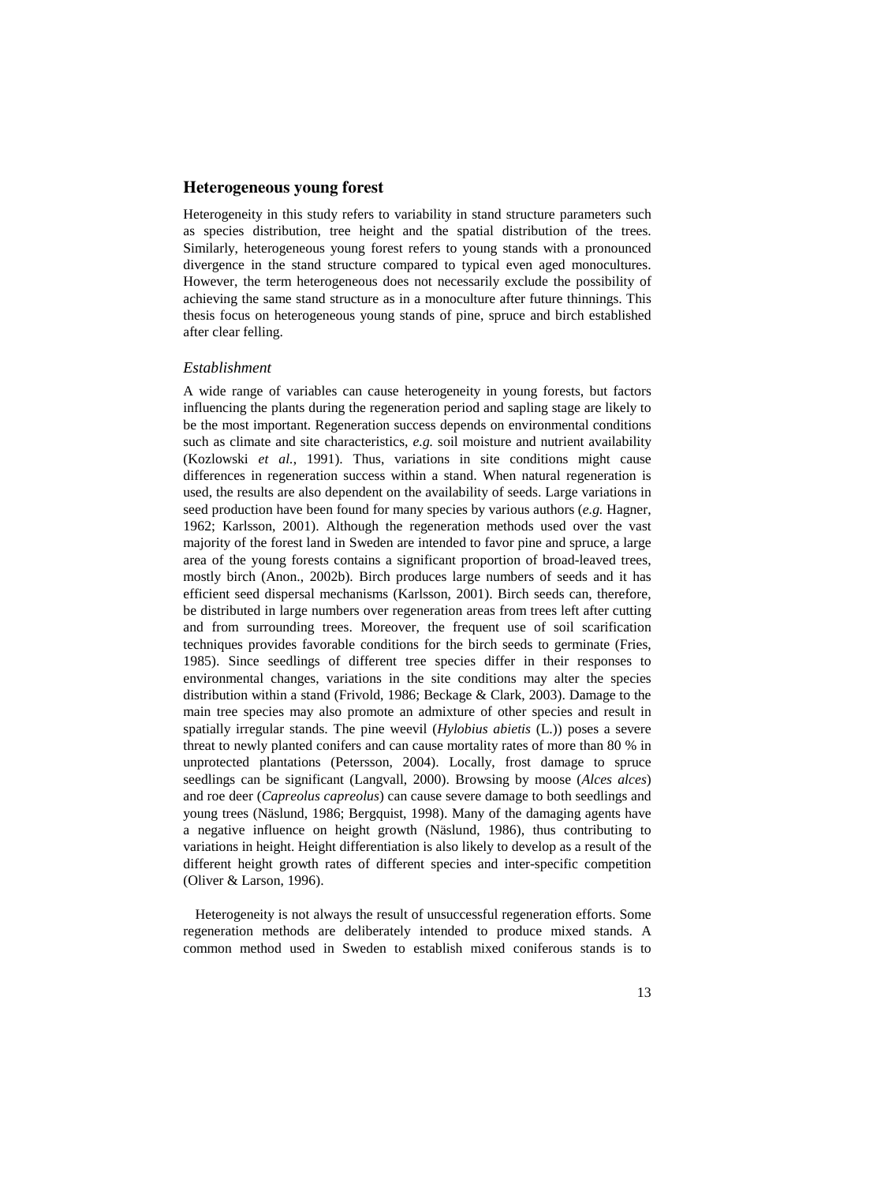## Heterogeneous young forest

Heterogeneity in this study refers to variability in stand structure parameters such as species distribution, tree height and the spatial distribution of the trees. Similarly, heterogeneous young forest refers to young stands with a pronounced divergence in the stand structure compared to typical even aged monocultures. However, the term heterogeneous does not necessarily exclude the possibility of achieving the same stand structure as in a monoculture after future thinnings. This thesis focus on heterogeneous young stands of pine, spruce and birch established after clear felling.

### *Establishment*

A wide range of variables can cause heterogeneity in young forests, but factors influencing the plants during the regeneration period and sapling stage are likely to be the most important. Regeneration success depends on environmental conditions such as climate and site characteristics, *e.g.* soil moisture and nutrient availability (Kozlowski *et al.*, 1991). Thus, variations in site conditions might cause differences in regeneration success within a stand. When natural regeneration is used, the results are also dependent on the availability of seeds. Large variations in seed production have been found for many species by various authors (*e.g.* Hagner, 1962; Karlsson, 2001). Although the regeneration methods used over the vast majority of the forest land in Sweden are intended to favor pine and spruce, a large area of the young forests contains a significant proportion of broad-leaved trees, mostly birch (Anon., 2002b). Birch produces large numbers of seeds and it has efficient seed dispersal mechanisms (Karlsson, 2001). Birch seeds can, therefore, be distributed in large numbers over regeneration areas from trees left after cutting and from surrounding trees. Moreover, the frequent use of soil scarification techniques provides favorable conditions for the birch seeds to germinate (Fries, 1985). Since seedlings of different tree species differ in their responses to environmental changes, variations in the site conditions may alter the species distribution within a stand (Frivold, 1986; Beckage & Clark, 2003). Damage to the main tree species may also promote an admixture of other species and result in spatially irregular stands. The pine weevil (*Hylobius abietis* (L.)) poses a severe threat to newly planted conifers and can cause mortality rates of more than 80 % in unprotected plantations (Petersson, 2004). Locally, frost damage to spruce seedlings can be significant (Langvall, 2000). Browsing by moose (*Alces alces*) and roe deer (*Capreolus capreolus*) can cause severe damage to both seedlings and young trees (Näslund, 1986; Bergquist, 1998). Many of the damaging agents have a negative influence on height growth (Näslund, 1986), thus contributing to variations in height. Height differentiation is also likely to develop as a result of the different height growth rates of different species and inter-specific competition (Oliver & Larson, 1996).

Heterogeneity is not always the result of unsuccessful regeneration efforts. Some regeneration methods are deliberately intended to produce mixed stands. A common method used in Sweden to establish mixed coniferous stands is to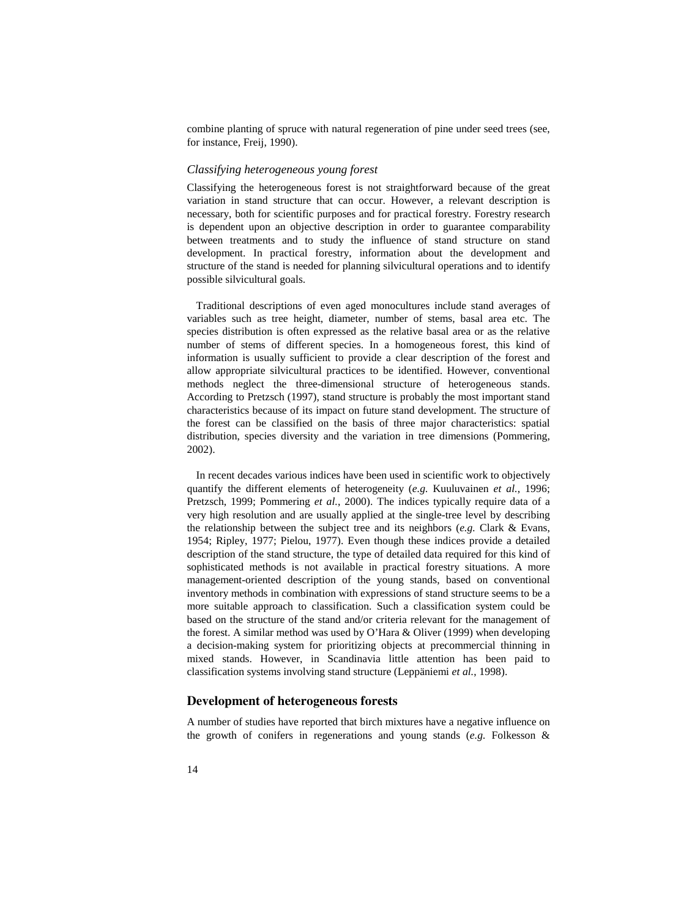combine planting of spruce with natural regeneration of pine under seed trees (see, for instance, Freij, 1990).

### *Classifying heterogeneous young forest*

Classifying the heterogeneous forest is not straightforward because of the great variation in stand structure that can occur. However, a relevant description is necessary, both for scientific purposes and for practical forestry. Forestry research is dependent upon an objective description in order to guarantee comparability between treatments and to study the influence of stand structure on stand development. In practical forestry, information about the development and structure of the stand is needed for planning silvicultural operations and to identify possible silvicultural goals.

Traditional descriptions of even aged monocultures include stand averages of variables such as tree height, diameter, number of stems, basal area etc. The species distribution is often expressed as the relative basal area or as the relative number of stems of different species. In a homogeneous forest, this kind of information is usually sufficient to provide a clear description of the forest and allow appropriate silvicultural practices to be identified. However, conventional methods neglect the three-dimensional structure of heterogeneous stands. According to Pretzsch (1997), stand structure is probably the most important stand characteristics because of its impact on future stand development. The structure of the forest can be classified on the basis of three major characteristics: spatial distribution, species diversity and the variation in tree dimensions (Pommering, 2002).

In recent decades various indices have been used in scientific work to objectively quantify the different elements of heterogeneity (*e.g.* Kuuluvainen *et al.*, 1996; Pretzsch, 1999; Pommering *et al.*, 2000). The indices typically require data of a very high resolution and are usually applied at the single-tree level by describing the relationship between the subject tree and its neighbors (*e.g.* Clark & Evans, 1954; Ripley, 1977; Pielou, 1977). Even though these indices provide a detailed description of the stand structure, the type of detailed data required for this kind of sophisticated methods is not available in practical forestry situations. A more management-oriented description of the young stands, based on conventional inventory methods in combination with expressions of stand structure seems to be a more suitable approach to classification. Such a classification system could be based on the structure of the stand and/or criteria relevant for the management of the forest. A similar method was used by O'Hara & Oliver (1999) when developing a decision-making system for prioritizing objects at precommercial thinning in mixed stands. However, in Scandinavia little attention has been paid to classification systems involving stand structure (Leppäniemi *et al.*, 1998).

## Development of heterogeneous forests

A number of studies have reported that birch mixtures have a negative influence on the growth of conifers in regenerations and young stands (*e.g.* Folkesson &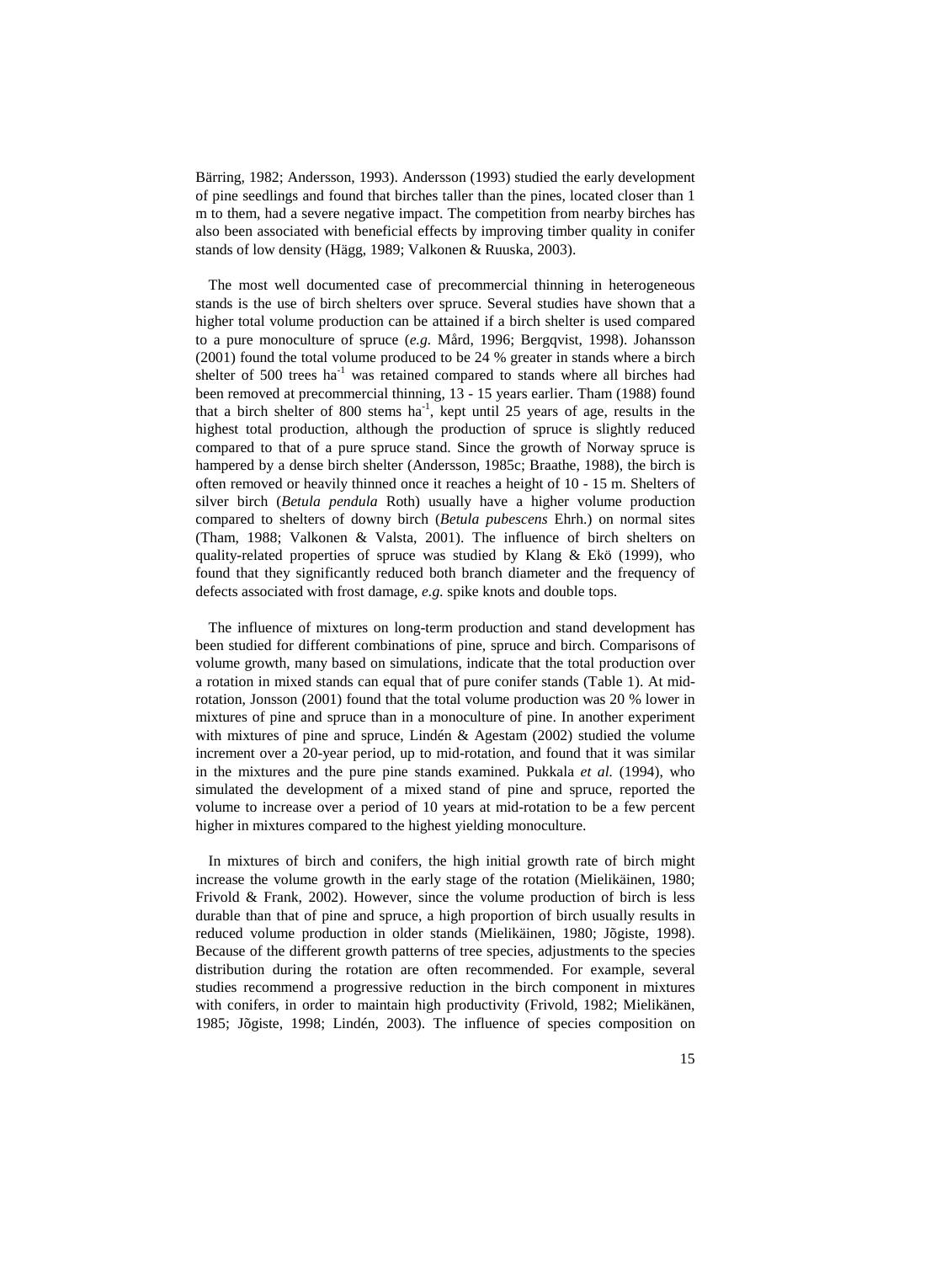Bärring, 1982; Andersson, 1993). Andersson (1993) studied the early development of pine seedlings and found that birches taller than the pines, located closer than 1 m to them, had a severe negative impact. The competition from nearby birches has also been associated with beneficial effects by improving timber quality in conifer stands of low density (Hägg, 1989; Valkonen & Ruuska, 2003).

The most well documented case of precommercial thinning in heterogeneous stands is the use of birch shelters over spruce. Several studies have shown that a higher total volume production can be attained if a birch shelter is used compared to a pure monoculture of spruce (*e.g.* Mård, 1996; Bergqvist, 1998). Johansson (2001) found the total volume produced to be 24 % greater in stands where a birch shelter of 500 trees ha$^{-1}$ was retained compared to stands where all birches had been removed at precommercial thinning, 13 - 15 years earlier. Tham (1988) found that a birch shelter of 800 stems ha$^{-1}$, kept until 25 years of age, results in the highest total production, although the production of spruce is slightly reduced compared to that of a pure spruce stand. Since the growth of Norway spruce is hampered by a dense birch shelter (Andersson, 1985c; Braathe, 1988), the birch is often removed or heavily thinned once it reaches a height of 10 - 15 m. Shelters of silver birch (*Betula pendula* Roth) usually have a higher volume production compared to shelters of downy birch (*Betula pubescens* Ehrh.) on normal sites (Tham, 1988; Valkonen & Valsta, 2001). The influence of birch shelters on quality-related properties of spruce was studied by Klang & Ekö (1999), who found that they significantly reduced both branch diameter and the frequency of defects associated with frost damage, *e.g.* spike knots and double tops.

The influence of mixtures on long-term production and stand development has been studied for different combinations of pine, spruce and birch. Comparisons of volume growth, many based on simulations, indicate that the total production over a rotation in mixed stands can equal that of pure conifer stands (Table 1). At mid-rotation, Jonsson (2001) found that the total volume production was 20 % lower in mixtures of pine and spruce than in a monoculture of pine. In another experiment with mixtures of pine and spruce, Lindén & Agestam (2002) studied the volume increment over a 20-year period, up to mid-rotation, and found that it was similar in the mixtures and the pure pine stands examined. Pukkala *et al.* (1994), who simulated the development of a mixed stand of pine and spruce, reported the volume to increase over a period of 10 years at mid-rotation to be a few percent higher in mixtures compared to the highest yielding monoculture.

In mixtures of birch and conifers, the high initial growth rate of birch might increase the volume growth in the early stage of the rotation (Mielikäinen, 1980; Frivold & Frank, 2002). However, since the volume production of birch is less durable than that of pine and spruce, a high proportion of birch usually results in reduced volume production in older stands (Mielikäinen, 1980; Jõgiste, 1998). Because of the different growth patterns of tree species, adjustments to the species distribution during the rotation are often recommended. For example, several studies recommend a progressive reduction in the birch component in mixtures with conifers, in order to maintain high productivity (Frivold, 1982; Mielikänen, 1985; Jõgiste, 1998; Lindén, 2003). The influence of species composition on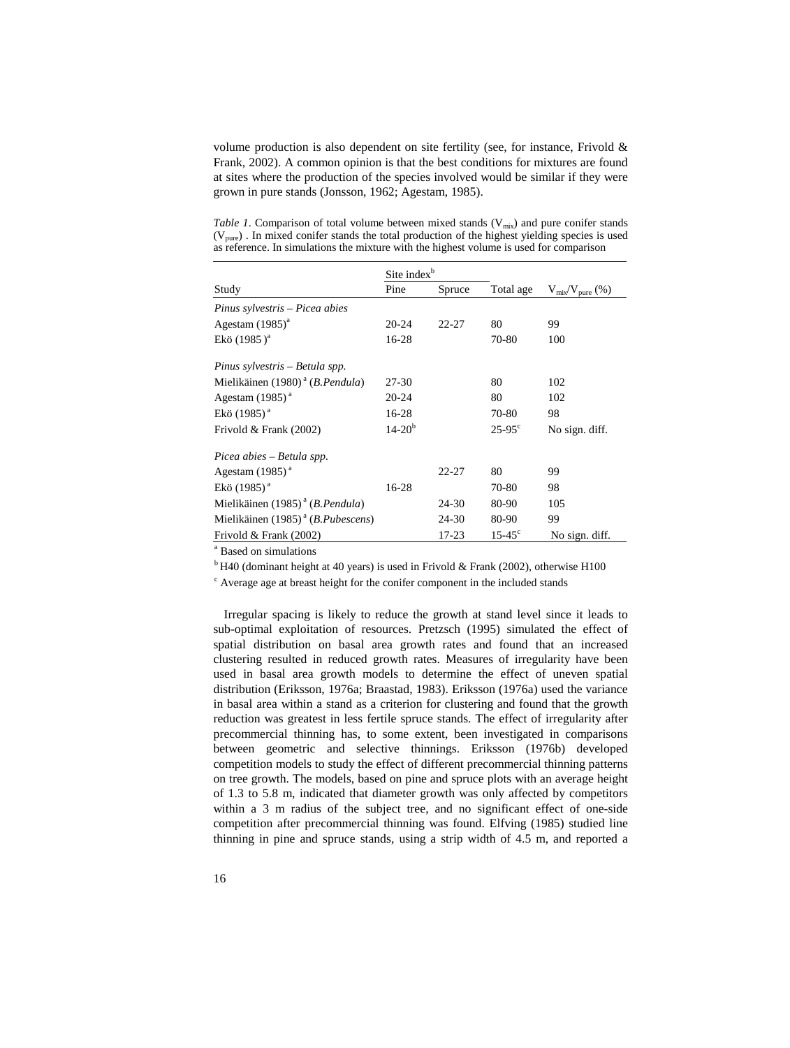volume production is also dependent on site fertility (see, for instance, Frivold & Frank, 2002). A common opinion is that the best conditions for mixtures are found at sites where the production of the species involved would be similar if they were grown in pure stands (Jonsson, 1962; Agestam, 1985).

*Table 1*. Comparison of total volume between mixed stands ($V_{mix}$) and pure conifer stands ($V_{pure}$) . In mixed conifer stands the total production of the highest yielding species is used as reference. In simulations the mixture with the highest volume is used for comparison

| | Site index[b] | | | |
|---|---|---|---|---|
| Study | Pine | Spruce | Total age | $V_{mix}/V_{pure}$ (%) |
| *Pinus sylvestris – Picea abies* | | | | |
| Agestam (1985)[a] | 20-24 | 22-27 | 80 | 99 |
| Ekö (1985 )[a] | 16-28 | | 70-80 | 100 |
| *Pinus sylvestris – Betula spp.* | | | | |
| Mielikäinen (1980)[a] (*B.Pendula*) | 27-30 | | 80 | 102 |
| Agestam (1985)[a] | 20-24 | | 80 | 102 |
| Ekö (1985)[a] | 16-28 | | 70-80 | 98 |
| Frivold & Frank (2002) | 14-20[b] | | 25-95[c] | No sign. diff. |
| *Picea abies – Betula spp.* | | | | |
| Agestam (1985)[a] | | 22-27 | 80 | 99 |
| Ekö (1985)[a] | 16-28 | | 70-80 | 98 |
| Mielikäinen (1985)[a] (*B.Pendula*) | | 24-30 | 80-90 | 105 |
| Mielikäinen (1985)[a] (*B.Pubescens*) | | 24-30 | 80-90 | 99 |
| Frivold & Frank (2002) | | 17-23 | 15-45[c] | No sign. diff. |

[a] Based on simulations

[b] H40 (dominant height at 40 years) is used in Frivold & Frank (2002), otherwise H100

[c] Average age at breast height for the conifer component in the included stands

Irregular spacing is likely to reduce the growth at stand level since it leads to sub-optimal exploitation of resources. Pretzsch (1995) simulated the effect of spatial distribution on basal area growth rates and found that an increased clustering resulted in reduced growth rates. Measures of irregularity have been used in basal area growth models to determine the effect of uneven spatial distribution (Eriksson, 1976a; Braastad, 1983). Eriksson (1976a) used the variance in basal area within a stand as a criterion for clustering and found that the growth reduction was greatest in less fertile spruce stands. The effect of irregularity after precommercial thinning has, to some extent, been investigated in comparisons between geometric and selective thinnings. Eriksson (1976b) developed competition models to study the effect of different precommercial thinning patterns on tree growth. The models, based on pine and spruce plots with an average height of 1.3 to 5.8 m, indicated that diameter growth was only affected by competitors within a 3 m radius of the subject tree, and no significant effect of one-side competition after precommercial thinning was found. Elfving (1985) studied line thinning in pine and spruce stands, using a strip width of 4.5 m, and reported a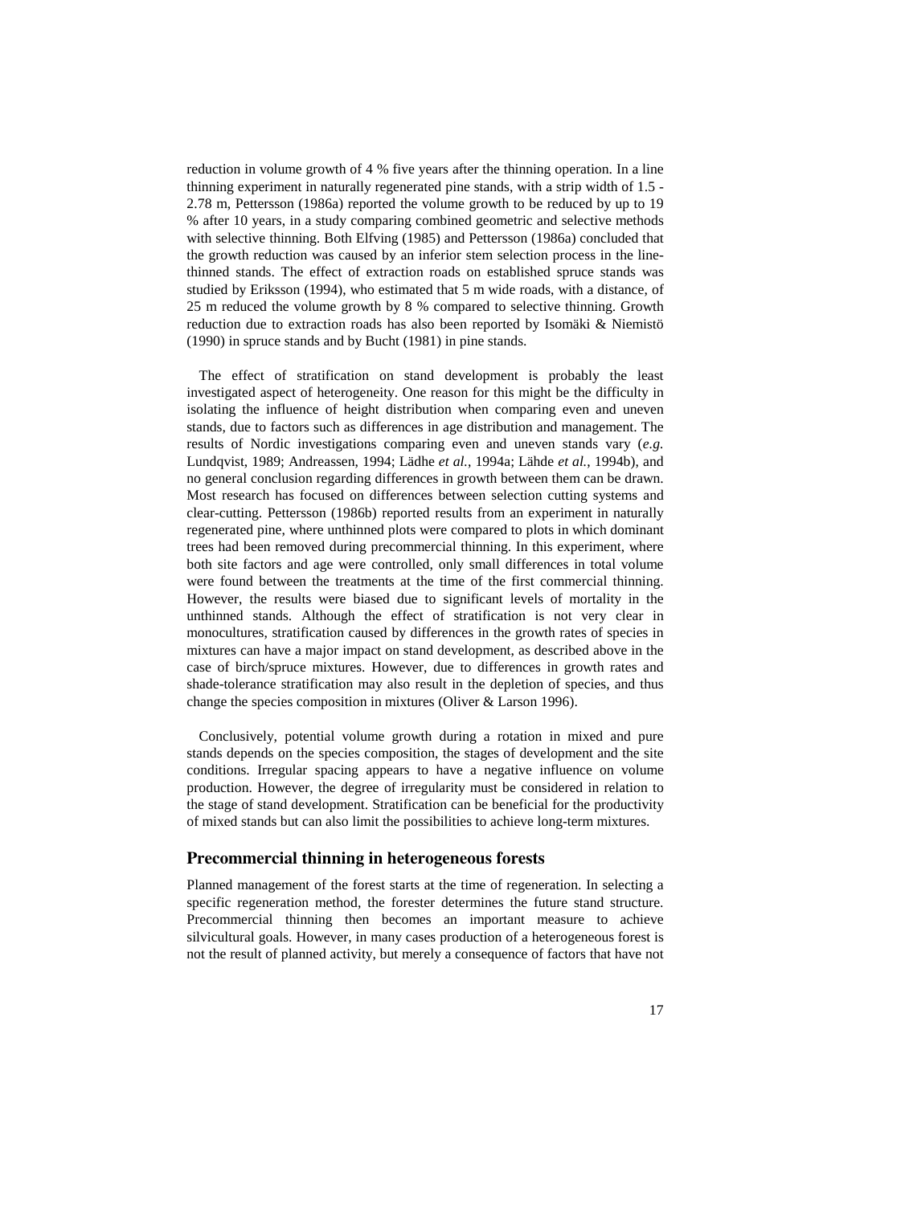reduction in volume growth of 4 % five years after the thinning operation. In a line thinning experiment in naturally regenerated pine stands, with a strip width of 1.5 - 2.78 m, Pettersson (1986a) reported the volume growth to be reduced by up to 19 % after 10 years, in a study comparing combined geometric and selective methods with selective thinning. Both Elfving (1985) and Pettersson (1986a) concluded that the growth reduction was caused by an inferior stem selection process in the line-thinned stands. The effect of extraction roads on established spruce stands was studied by Eriksson (1994), who estimated that 5 m wide roads, with a distance, of 25 m reduced the volume growth by 8 % compared to selective thinning. Growth reduction due to extraction roads has also been reported by Isomäki & Niemistö (1990) in spruce stands and by Bucht (1981) in pine stands.

The effect of stratification on stand development is probably the least investigated aspect of heterogeneity. One reason for this might be the difficulty in isolating the influence of height distribution when comparing even and uneven stands, due to factors such as differences in age distribution and management. The results of Nordic investigations comparing even and uneven stands vary (*e.g.* Lundqvist, 1989; Andreassen, 1994; Lädhe *et al.*, 1994a; Lähde *et al.*, 1994b), and no general conclusion regarding differences in growth between them can be drawn. Most research has focused on differences between selection cutting systems and clear-cutting. Pettersson (1986b) reported results from an experiment in naturally regenerated pine, where unthinned plots were compared to plots in which dominant trees had been removed during precommercial thinning. In this experiment, where both site factors and age were controlled, only small differences in total volume were found between the treatments at the time of the first commercial thinning. However, the results were biased due to significant levels of mortality in the unthinned stands. Although the effect of stratification is not very clear in monocultures, stratification caused by differences in the growth rates of species in mixtures can have a major impact on stand development, as described above in the case of birch/spruce mixtures. However, due to differences in growth rates and shade-tolerance stratification may also result in the depletion of species, and thus change the species composition in mixtures (Oliver & Larson 1996).

Conclusively, potential volume growth during a rotation in mixed and pure stands depends on the species composition, the stages of development and the site conditions. Irregular spacing appears to have a negative influence on volume production. However, the degree of irregularity must be considered in relation to the stage of stand development. Stratification can be beneficial for the productivity of mixed stands but can also limit the possibilities to achieve long-term mixtures.

## Precommercial thinning in heterogeneous forests

Planned management of the forest starts at the time of regeneration. In selecting a specific regeneration method, the forester determines the future stand structure. Precommercial thinning then becomes an important measure to achieve silvicultural goals. However, in many cases production of a heterogeneous forest is not the result of planned activity, but merely a consequence of factors that have not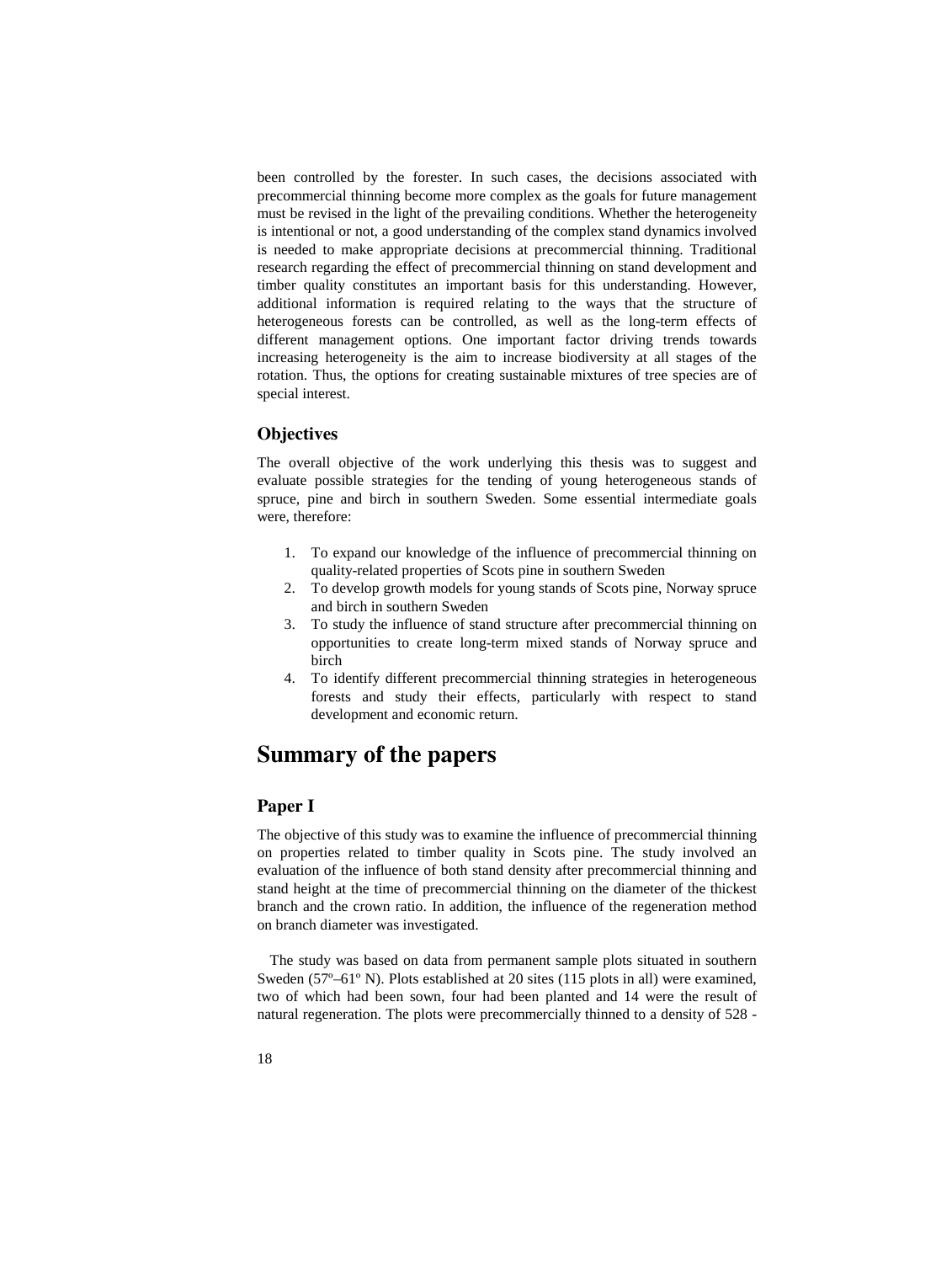been controlled by the forester. In such cases, the decisions associated with precommercial thinning become more complex as the goals for future management must be revised in the light of the prevailing conditions. Whether the heterogeneity is intentional or not, a good understanding of the complex stand dynamics involved is needed to make appropriate decisions at precommercial thinning. Traditional research regarding the effect of precommercial thinning on stand development and timber quality constitutes an important basis for this understanding. However, additional information is required relating to the ways that the structure of heterogeneous forests can be controlled, as well as the long-term effects of different management options. One important factor driving trends towards increasing heterogeneity is the aim to increase biodiversity at all stages of the rotation. Thus, the options for creating sustainable mixtures of tree species are of special interest.

## Objectives

The overall objective of the work underlying this thesis was to suggest and evaluate possible strategies for the tending of young heterogeneous stands of spruce, pine and birch in southern Sweden. Some essential intermediate goals were, therefore:

1. To expand our knowledge of the influence of precommercial thinning on quality-related properties of Scots pine in southern Sweden
2. To develop growth models for young stands of Scots pine, Norway spruce and birch in southern Sweden
3. To study the influence of stand structure after precommercial thinning on opportunities to create long-term mixed stands of Norway spruce and birch
4. To identify different precommercial thinning strategies in heterogeneous forests and study their effects, particularly with respect to stand development and economic return.

# Summary of the papers

## Paper I

The objective of this study was to examine the influence of precommercial thinning on properties related to timber quality in Scots pine. The study involved an evaluation of the influence of both stand density after precommercial thinning and stand height at the time of precommercial thinning on the diameter of the thickest branch and the crown ratio. In addition, the influence of the regeneration method on branch diameter was investigated.

The study was based on data from permanent sample plots situated in southern Sweden (57º–61º N). Plots established at 20 sites (115 plots in all) were examined, two of which had been sown, four had been planted and 14 were the result of natural regeneration. The plots were precommercially thinned to a density of 528 -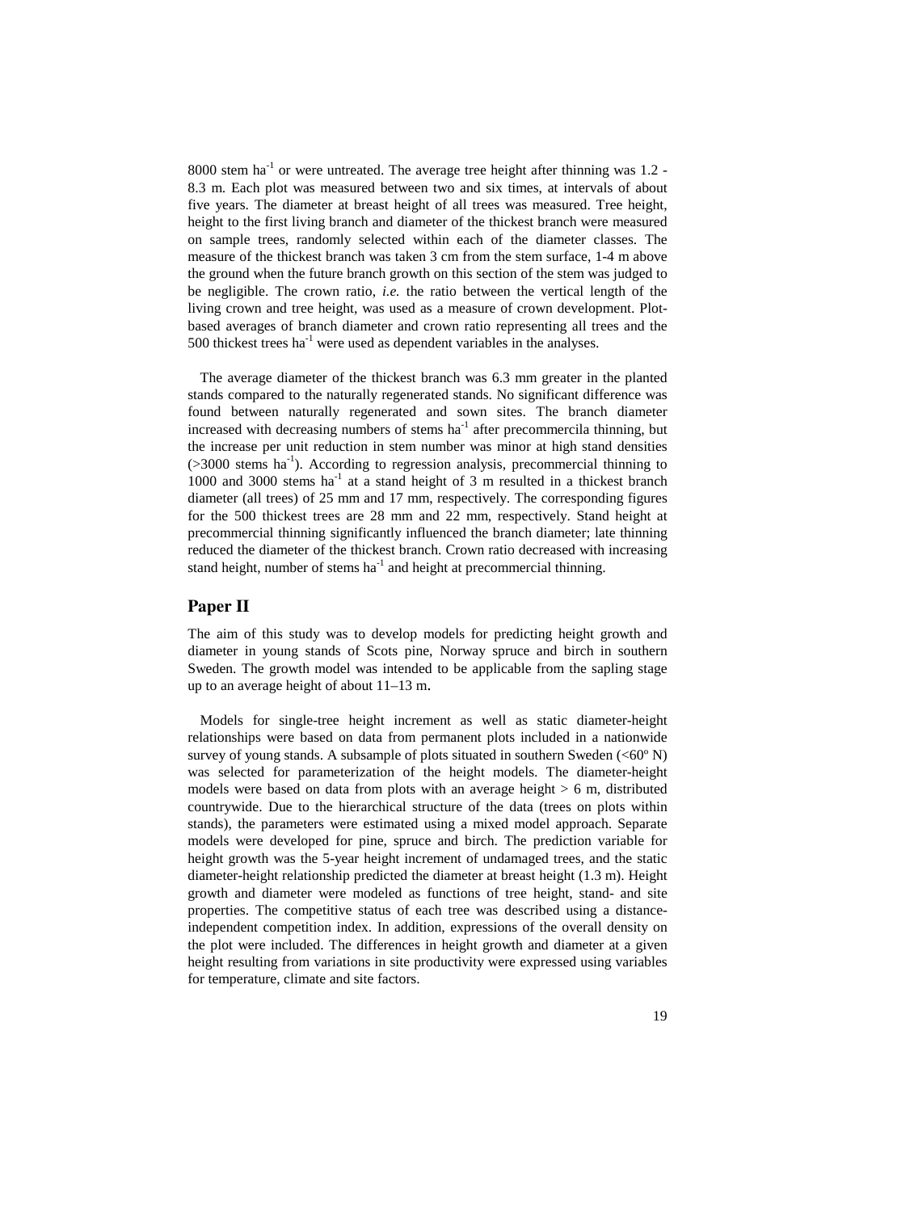8000 stem ha$^{-1}$ or were untreated. The average tree height after thinning was 1.2 - 8.3 m. Each plot was measured between two and six times, at intervals of about five years. The diameter at breast height of all trees was measured. Tree height, height to the first living branch and diameter of the thickest branch were measured on sample trees, randomly selected within each of the diameter classes. The measure of the thickest branch was taken 3 cm from the stem surface, 1-4 m above the ground when the future branch growth on this section of the stem was judged to be negligible. The crown ratio, *i.e.* the ratio between the vertical length of the living crown and tree height, was used as a measure of crown development. Plot-based averages of branch diameter and crown ratio representing all trees and the 500 thickest trees ha$^{-1}$ were used as dependent variables in the analyses.

The average diameter of the thickest branch was 6.3 mm greater in the planted stands compared to the naturally regenerated stands. No significant difference was found between naturally regenerated and sown sites. The branch diameter increased with decreasing numbers of stems ha$^{-1}$ after precommercila thinning, but the increase per unit reduction in stem number was minor at high stand densities (>3000 stems ha$^{-1}$). According to regression analysis, precommercial thinning to 1000 and 3000 stems ha$^{-1}$ at a stand height of 3 m resulted in a thickest branch diameter (all trees) of 25 mm and 17 mm, respectively. The corresponding figures for the 500 thickest trees are 28 mm and 22 mm, respectively. Stand height at precommercial thinning significantly influenced the branch diameter; late thinning reduced the diameter of the thickest branch. Crown ratio decreased with increasing stand height, number of stems ha$^{-1}$ and height at precommercial thinning.

## Paper II

The aim of this study was to develop models for predicting height growth and diameter in young stands of Scots pine, Norway spruce and birch in southern Sweden. The growth model was intended to be applicable from the sapling stage up to an average height of about 11–13 m.

Models for single-tree height increment as well as static diameter-height relationships were based on data from permanent plots included in a nationwide survey of young stands. A subsample of plots situated in southern Sweden (<60º N) was selected for parameterization of the height models. The diameter-height models were based on data from plots with an average height > 6 m, distributed countrywide. Due to the hierarchical structure of the data (trees on plots within stands), the parameters were estimated using a mixed model approach. Separate models were developed for pine, spruce and birch. The prediction variable for height growth was the 5-year height increment of undamaged trees, and the static diameter-height relationship predicted the diameter at breast height (1.3 m). Height growth and diameter were modeled as functions of tree height, stand- and site properties. The competitive status of each tree was described using a distance-independent competition index. In addition, expressions of the overall density on the plot were included. The differences in height growth and diameter at a given height resulting from variations in site productivity were expressed using variables for temperature, climate and site factors.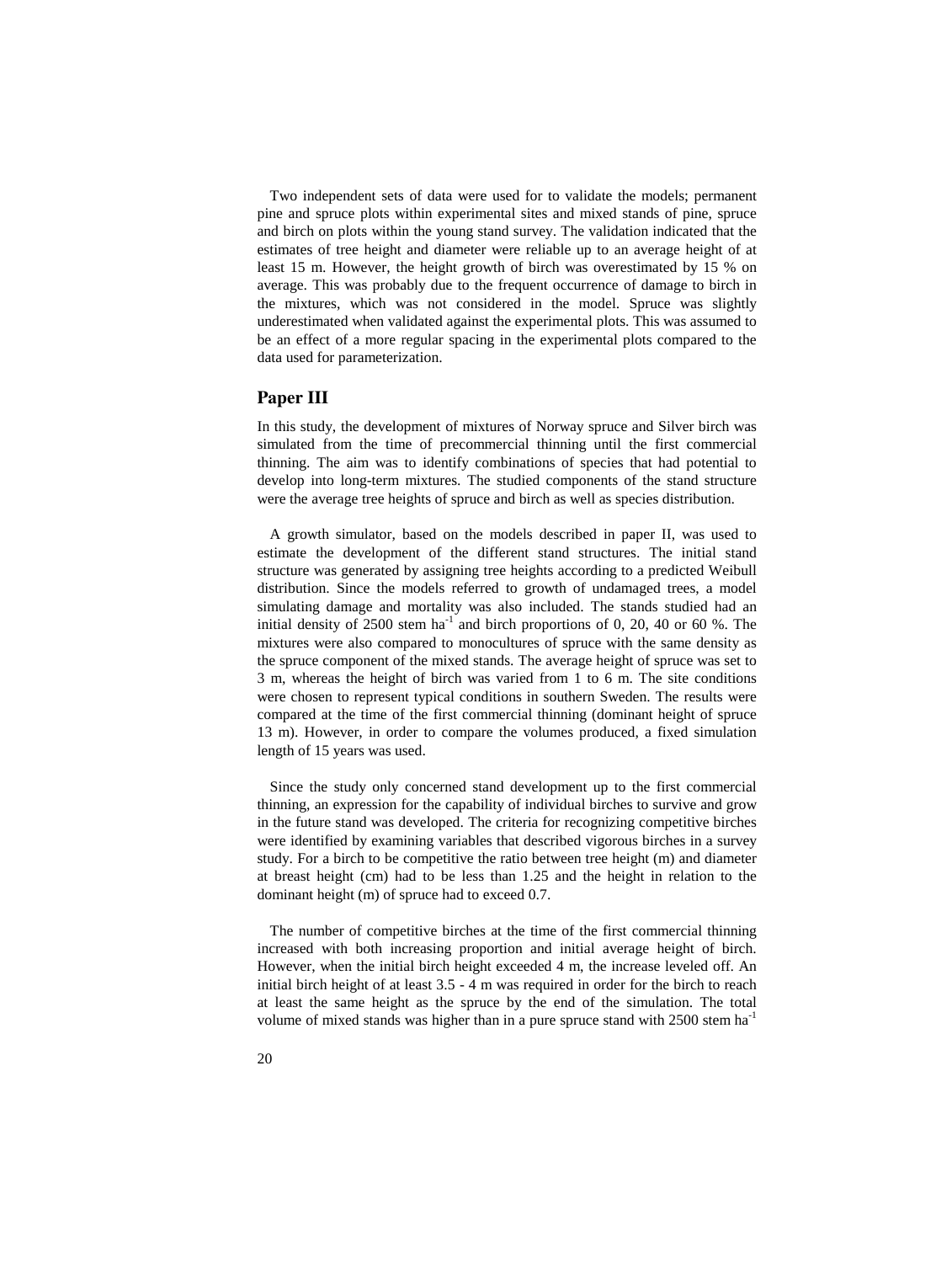Two independent sets of data were used for to validate the models; permanent pine and spruce plots within experimental sites and mixed stands of pine, spruce and birch on plots within the young stand survey. The validation indicated that the estimates of tree height and diameter were reliable up to an average height of at least 15 m. However, the height growth of birch was overestimated by 15 % on average. This was probably due to the frequent occurrence of damage to birch in the mixtures, which was not considered in the model. Spruce was slightly underestimated when validated against the experimental plots. This was assumed to be an effect of a more regular spacing in the experimental plots compared to the data used for parameterization.

## Paper III

In this study, the development of mixtures of Norway spruce and Silver birch was simulated from the time of precommercial thinning until the first commercial thinning. The aim was to identify combinations of species that had potential to develop into long-term mixtures. The studied components of the stand structure were the average tree heights of spruce and birch as well as species distribution.

A growth simulator, based on the models described in paper II, was used to estimate the development of the different stand structures. The initial stand structure was generated by assigning tree heights according to a predicted Weibull distribution. Since the models referred to growth of undamaged trees, a model simulating damage and mortality was also included. The stands studied had an initial density of 2500 stem ha$^{-1}$ and birch proportions of 0, 20, 40 or 60 %. The mixtures were also compared to monocultures of spruce with the same density as the spruce component of the mixed stands. The average height of spruce was set to 3 m, whereas the height of birch was varied from 1 to 6 m. The site conditions were chosen to represent typical conditions in southern Sweden. The results were compared at the time of the first commercial thinning (dominant height of spruce 13 m). However, in order to compare the volumes produced, a fixed simulation length of 15 years was used.

Since the study only concerned stand development up to the first commercial thinning, an expression for the capability of individual birches to survive and grow in the future stand was developed. The criteria for recognizing competitive birches were identified by examining variables that described vigorous birches in a survey study. For a birch to be competitive the ratio between tree height (m) and diameter at breast height (cm) had to be less than 1.25 and the height in relation to the dominant height (m) of spruce had to exceed 0.7.

The number of competitive birches at the time of the first commercial thinning increased with both increasing proportion and initial average height of birch. However, when the initial birch height exceeded 4 m, the increase leveled off. An initial birch height of at least 3.5 - 4 m was required in order for the birch to reach at least the same height as the spruce by the end of the simulation. The total volume of mixed stands was higher than in a pure spruce stand with 2500 stem ha$^{-1}$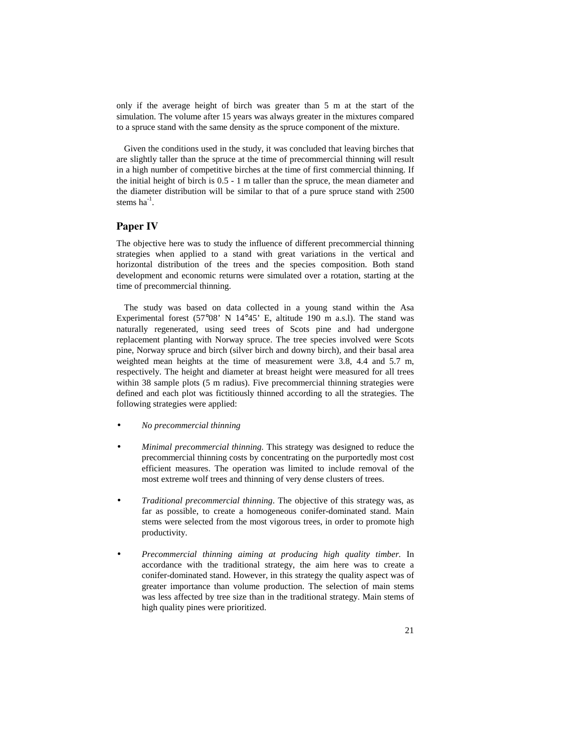only if the average height of birch was greater than 5 m at the start of the simulation. The volume after 15 years was always greater in the mixtures compared to a spruce stand with the same density as the spruce component of the mixture.

Given the conditions used in the study, it was concluded that leaving birches that are slightly taller than the spruce at the time of precommercial thinning will result in a high number of competitive birches at the time of first commercial thinning. If the initial height of birch is 0.5 - 1 m taller than the spruce, the mean diameter and the diameter distribution will be similar to that of a pure spruce stand with 2500 stems $ha^{-1}$.

## Paper IV

The objective here was to study the influence of different precommercial thinning strategies when applied to a stand with great variations in the vertical and horizontal distribution of the trees and the species composition. Both stand development and economic returns were simulated over a rotation, starting at the time of precommercial thinning.

The study was based on data collected in a young stand within the Asa Experimental forest (57°08' N 14°45' E, altitude 190 m a.s.l). The stand was naturally regenerated, using seed trees of Scots pine and had undergone replacement planting with Norway spruce. The tree species involved were Scots pine, Norway spruce and birch (silver birch and downy birch), and their basal area weighted mean heights at the time of measurement were 3.8, 4.4 and 5.7 m, respectively. The height and diameter at breast height were measured for all trees within 38 sample plots (5 m radius). Five precommercial thinning strategies were defined and each plot was fictitiously thinned according to all the strategies. The following strategies were applied:

- *No precommercial thinning*
- *Minimal precommercial thinning.* This strategy was designed to reduce the precommercial thinning costs by concentrating on the purportedly most cost efficient measures. The operation was limited to include removal of the most extreme wolf trees and thinning of very dense clusters of trees.
- *Traditional precommercial thinning*. The objective of this strategy was, as far as possible, to create a homogeneous conifer-dominated stand. Main stems were selected from the most vigorous trees, in order to promote high productivity.
- *Precommercial thinning aiming at producing high quality timber.* In accordance with the traditional strategy, the aim here was to create a conifer-dominated stand. However, in this strategy the quality aspect was of greater importance than volume production. The selection of main stems was less affected by tree size than in the traditional strategy. Main stems of high quality pines were prioritized.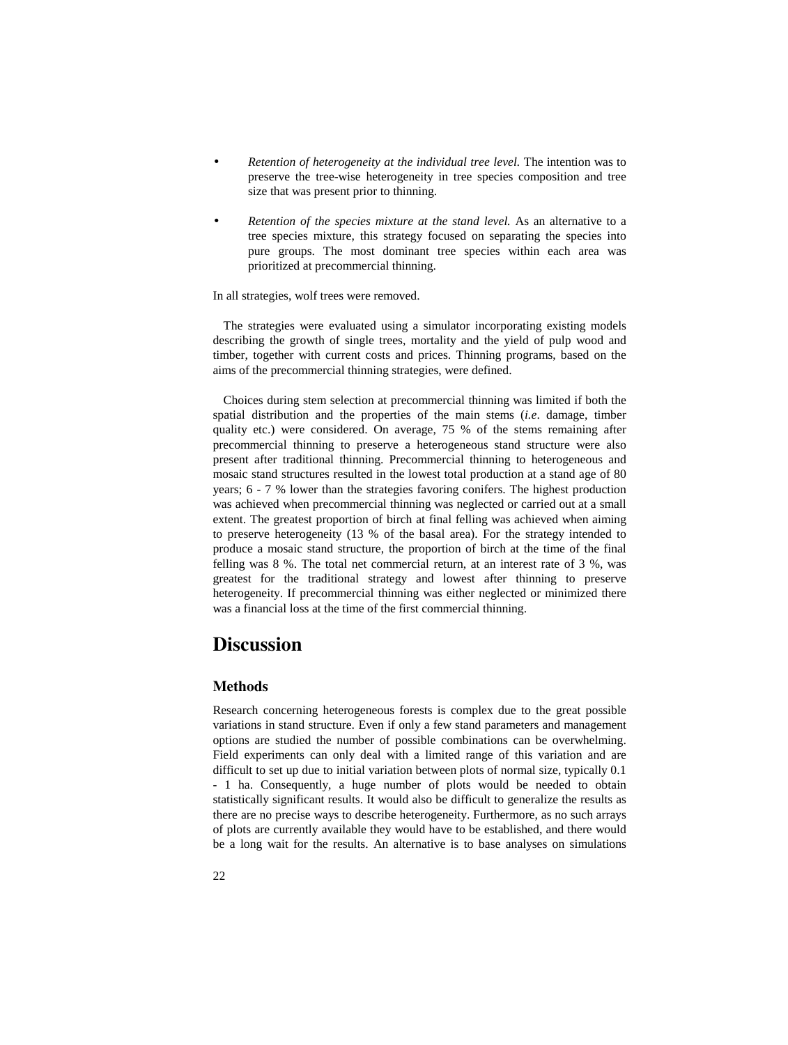- *Retention of heterogeneity at the individual tree level.* The intention was to preserve the tree-wise heterogeneity in tree species composition and tree size that was present prior to thinning.

- *Retention of the species mixture at the stand level.* As an alternative to a tree species mixture, this strategy focused on separating the species into pure groups. The most dominant tree species within each area was prioritized at precommercial thinning.

In all strategies, wolf trees were removed.

The strategies were evaluated using a simulator incorporating existing models describing the growth of single trees, mortality and the yield of pulp wood and timber, together with current costs and prices. Thinning programs, based on the aims of the precommercial thinning strategies, were defined.

Choices during stem selection at precommercial thinning was limited if both the spatial distribution and the properties of the main stems (*i.e*. damage, timber quality etc.) were considered. On average, 75 % of the stems remaining after precommercial thinning to preserve a heterogeneous stand structure were also present after traditional thinning. Precommercial thinning to heterogeneous and mosaic stand structures resulted in the lowest total production at a stand age of 80 years; 6 - 7 % lower than the strategies favoring conifers. The highest production was achieved when precommercial thinning was neglected or carried out at a small extent. The greatest proportion of birch at final felling was achieved when aiming to preserve heterogeneity (13 % of the basal area). For the strategy intended to produce a mosaic stand structure, the proportion of birch at the time of the final felling was 8 %. The total net commercial return, at an interest rate of 3 %, was greatest for the traditional strategy and lowest after thinning to preserve heterogeneity. If precommercial thinning was either neglected or minimized there was a financial loss at the time of the first commercial thinning.

# Discussion

## Methods

Research concerning heterogeneous forests is complex due to the great possible variations in stand structure. Even if only a few stand parameters and management options are studied the number of possible combinations can be overwhelming. Field experiments can only deal with a limited range of this variation and are difficult to set up due to initial variation between plots of normal size, typically 0.1 - 1 ha. Consequently, a huge number of plots would be needed to obtain statistically significant results. It would also be difficult to generalize the results as there are no precise ways to describe heterogeneity. Furthermore, as no such arrays of plots are currently available they would have to be established, and there would be a long wait for the results. An alternative is to base analyses on simulations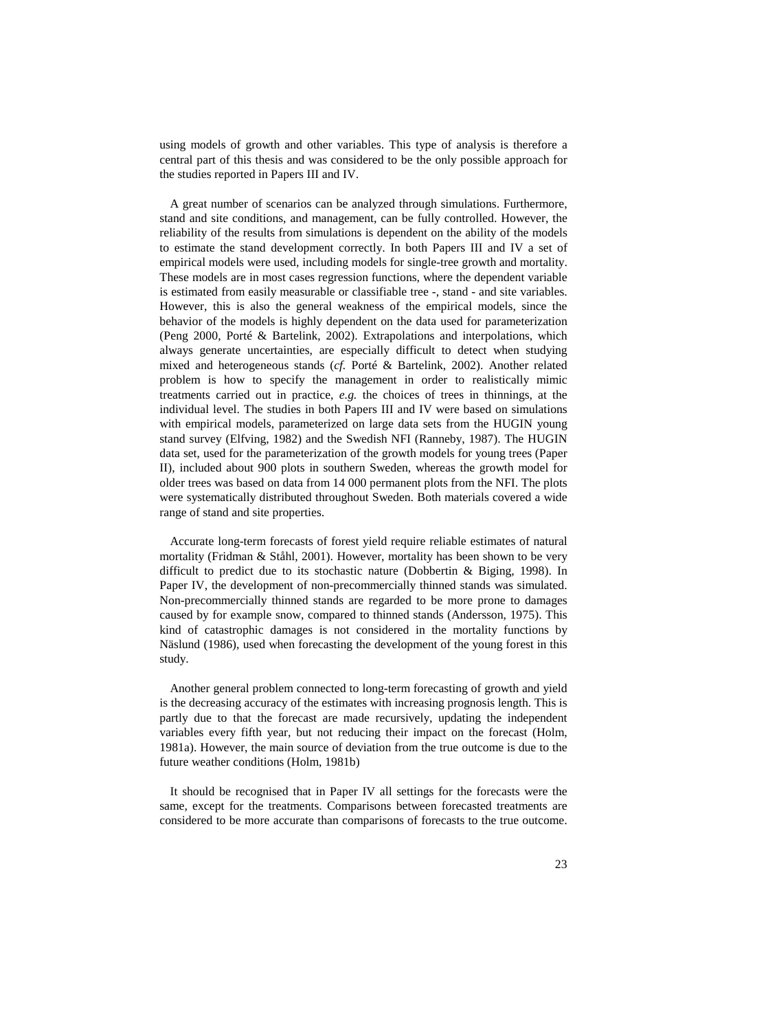using models of growth and other variables. This type of analysis is therefore a central part of this thesis and was considered to be the only possible approach for the studies reported in Papers III and IV.

A great number of scenarios can be analyzed through simulations. Furthermore, stand and site conditions, and management, can be fully controlled. However, the reliability of the results from simulations is dependent on the ability of the models to estimate the stand development correctly. In both Papers III and IV a set of empirical models were used, including models for single-tree growth and mortality. These models are in most cases regression functions, where the dependent variable is estimated from easily measurable or classifiable tree -, stand - and site variables. However, this is also the general weakness of the empirical models, since the behavior of the models is highly dependent on the data used for parameterization (Peng 2000, Porté & Bartelink, 2002). Extrapolations and interpolations, which always generate uncertainties, are especially difficult to detect when studying mixed and heterogeneous stands (*cf.* Porté & Bartelink, 2002). Another related problem is how to specify the management in order to realistically mimic treatments carried out in practice, *e.g.* the choices of trees in thinnings, at the individual level. The studies in both Papers III and IV were based on simulations with empirical models, parameterized on large data sets from the HUGIN young stand survey (Elfving, 1982) and the Swedish NFI (Ranneby, 1987). The HUGIN data set, used for the parameterization of the growth models for young trees (Paper II), included about 900 plots in southern Sweden, whereas the growth model for older trees was based on data from 14 000 permanent plots from the NFI. The plots were systematically distributed throughout Sweden. Both materials covered a wide range of stand and site properties.

Accurate long-term forecasts of forest yield require reliable estimates of natural mortality (Fridman & Ståhl, 2001). However, mortality has been shown to be very difficult to predict due to its stochastic nature (Dobbertin & Biging, 1998). In Paper IV, the development of non-precommercially thinned stands was simulated. Non-precommercially thinned stands are regarded to be more prone to damages caused by for example snow, compared to thinned stands (Andersson, 1975). This kind of catastrophic damages is not considered in the mortality functions by Näslund (1986), used when forecasting the development of the young forest in this study.

Another general problem connected to long-term forecasting of growth and yield is the decreasing accuracy of the estimates with increasing prognosis length. This is partly due to that the forecast are made recursively, updating the independent variables every fifth year, but not reducing their impact on the forecast (Holm, 1981a). However, the main source of deviation from the true outcome is due to the future weather conditions (Holm, 1981b)

It should be recognised that in Paper IV all settings for the forecasts were the same, except for the treatments. Comparisons between forecasted treatments are considered to be more accurate than comparisons of forecasts to the true outcome.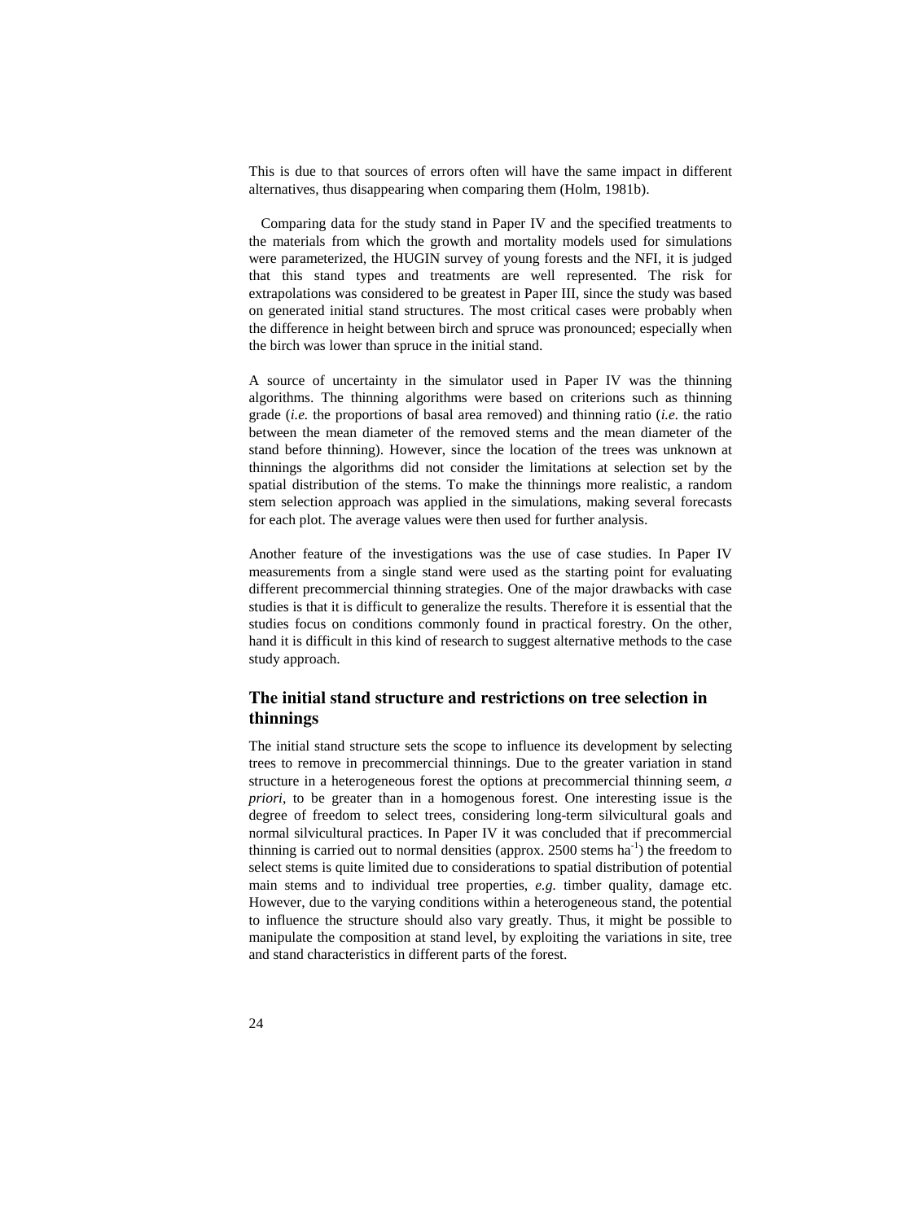This is due to that sources of errors often will have the same impact in different alternatives, thus disappearing when comparing them (Holm, 1981b).

Comparing data for the study stand in Paper IV and the specified treatments to the materials from which the growth and mortality models used for simulations were parameterized, the HUGIN survey of young forests and the NFI, it is judged that this stand types and treatments are well represented. The risk for extrapolations was considered to be greatest in Paper III, since the study was based on generated initial stand structures. The most critical cases were probably when the difference in height between birch and spruce was pronounced; especially when the birch was lower than spruce in the initial stand.

A source of uncertainty in the simulator used in Paper IV was the thinning algorithms. The thinning algorithms were based on criterions such as thinning grade (*i.e.* the proportions of basal area removed) and thinning ratio (*i.e.* the ratio between the mean diameter of the removed stems and the mean diameter of the stand before thinning). However, since the location of the trees was unknown at thinnings the algorithms did not consider the limitations at selection set by the spatial distribution of the stems. To make the thinnings more realistic, a random stem selection approach was applied in the simulations, making several forecasts for each plot. The average values were then used for further analysis.

Another feature of the investigations was the use of case studies. In Paper IV measurements from a single stand were used as the starting point for evaluating different precommercial thinning strategies. One of the major drawbacks with case studies is that it is difficult to generalize the results. Therefore it is essential that the studies focus on conditions commonly found in practical forestry. On the other, hand it is difficult in this kind of research to suggest alternative methods to the case study approach.

## The initial stand structure and restrictions on tree selection in thinnings

The initial stand structure sets the scope to influence its development by selecting trees to remove in precommercial thinnings. Due to the greater variation in stand structure in a heterogeneous forest the options at precommercial thinning seem, *a priori*, to be greater than in a homogenous forest. One interesting issue is the degree of freedom to select trees, considering long-term silvicultural goals and normal silvicultural practices. In Paper IV it was concluded that if precommercial thinning is carried out to normal densities (approx. 2500 stems $ha^{-1}$) the freedom to select stems is quite limited due to considerations to spatial distribution of potential main stems and to individual tree properties, *e.g.* timber quality, damage etc. However, due to the varying conditions within a heterogeneous stand, the potential to influence the structure should also vary greatly. Thus, it might be possible to manipulate the composition at stand level, by exploiting the variations in site, tree and stand characteristics in different parts of the forest.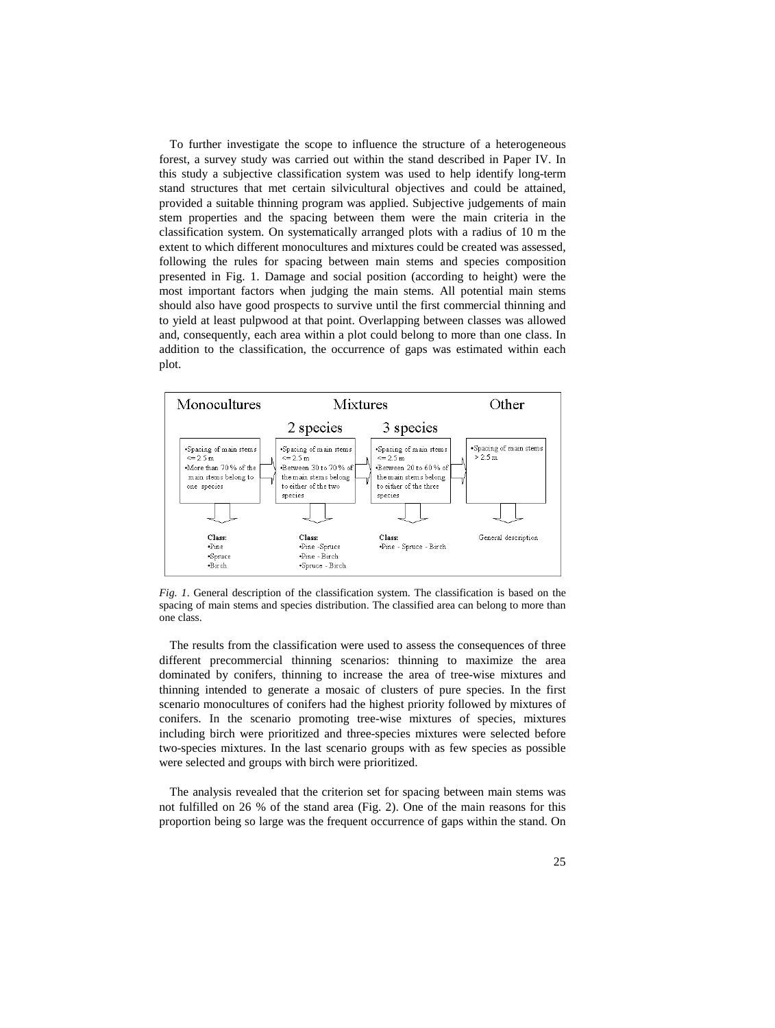To further investigate the scope to influence the structure of a heterogeneous forest, a survey study was carried out within the stand described in Paper IV. In this study a subjective classification system was used to help identify long-term stand structures that met certain silvicultural objectives and could be attained, provided a suitable thinning program was applied. Subjective judgements of main stem properties and the spacing between them were the main criteria in the classification system. On systematically arranged plots with a radius of 10 m the extent to which different monocultures and mixtures could be created was assessed, following the rules for spacing between main stems and species composition presented in Fig. 1. Damage and social position (according to height) were the most important factors when judging the main stems. All potential main stems should also have good prospects to survive until the first commercial thinning and to yield at least pulpwood at that point. Overlapping between classes was allowed and, consequently, each area within a plot could belong to more than one class. In addition to the classification, the occurrence of gaps was estimated within each plot.

| Monocultures | Mixtures: 2 species | Mixtures: 3 species | Other |
|---|---|---|---|
| •Spacing of main stems <= 2.5 m •More than 70 % of the main stems belong to one species | •Spacing of main stems <= 2.5 m •Between 30 to 70 % of the main stems belong to either of the two species | •Spacing of main stems <= 2.5 m •Between 20 to 60 % of the main stems belong to either of the three species | •Spacing of main stems > 2.5 m |
| Class: •Pine •Spruce •Birch | Class: •Pine -Spruce •Pine - Birch •Spruce - Birch | Class: •Pine - Spruce - Birch | General description |

*Fig. 1*. General description of the classification system. The classification is based on the spacing of main stems and species distribution. The classified area can belong to more than one class.

The results from the classification were used to assess the consequences of three different precommercial thinning scenarios: thinning to maximize the area dominated by conifers, thinning to increase the area of tree-wise mixtures and thinning intended to generate a mosaic of clusters of pure species. In the first scenario monocultures of conifers had the highest priority followed by mixtures of conifers. In the scenario promoting tree-wise mixtures of species, mixtures including birch were prioritized and three-species mixtures were selected before two-species mixtures. In the last scenario groups with as few species as possible were selected and groups with birch were prioritized.

The analysis revealed that the criterion set for spacing between main stems was not fulfilled on 26 % of the stand area (Fig. 2). One of the main reasons for this proportion being so large was the frequent occurrence of gaps within the stand. On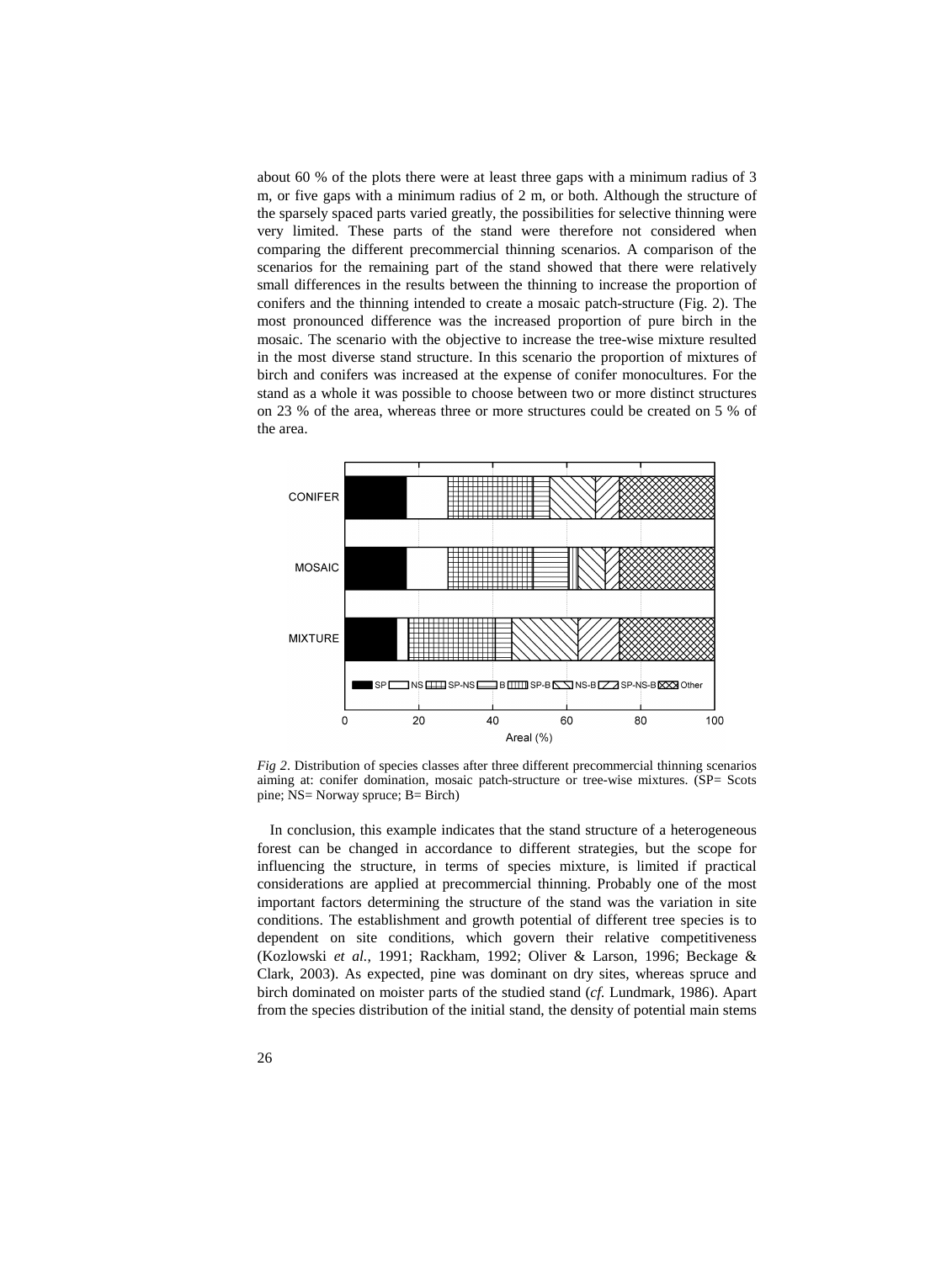about 60 % of the plots there were at least three gaps with a minimum radius of 3 m, or five gaps with a minimum radius of 2 m, or both. Although the structure of the sparsely spaced parts varied greatly, the possibilities for selective thinning were very limited. These parts of the stand were therefore not considered when comparing the different precommercial thinning scenarios. A comparison of the scenarios for the remaining part of the stand showed that there were relatively small differences in the results between the thinning to increase the proportion of conifers and the thinning intended to create a mosaic patch-structure (Fig. 2). The most pronounced difference was the increased proportion of pure birch in the mosaic. The scenario with the objective to increase the tree-wise mixture resulted in the most diverse stand structure. In this scenario the proportion of mixtures of birch and conifers was increased at the expense of conifer monocultures. For the stand as a whole it was possible to choose between two or more distinct structures on 23 % of the area, whereas three or more structures could be created on 5 % of the area.

*Fig 2*. Distribution of species classes after three different precommercial thinning scenarios aiming at: conifer domination, mosaic patch-structure or tree-wise mixtures. (SP= Scots pine; NS= Norway spruce; B= Birch)

In conclusion, this example indicates that the stand structure of a heterogeneous forest can be changed in accordance to different strategies, but the scope for influencing the structure, in terms of species mixture, is limited if practical considerations are applied at precommercial thinning. Probably one of the most important factors determining the structure of the stand was the variation in site conditions. The establishment and growth potential of different tree species is to dependent on site conditions, which govern their relative competitiveness (Kozlowski *et al.*, 1991; Rackham, 1992; Oliver & Larson, 1996; Beckage & Clark, 2003). As expected, pine was dominant on dry sites, whereas spruce and birch dominated on moister parts of the studied stand (*cf.* Lundmark, 1986). Apart from the species distribution of the initial stand, the density of potential main stems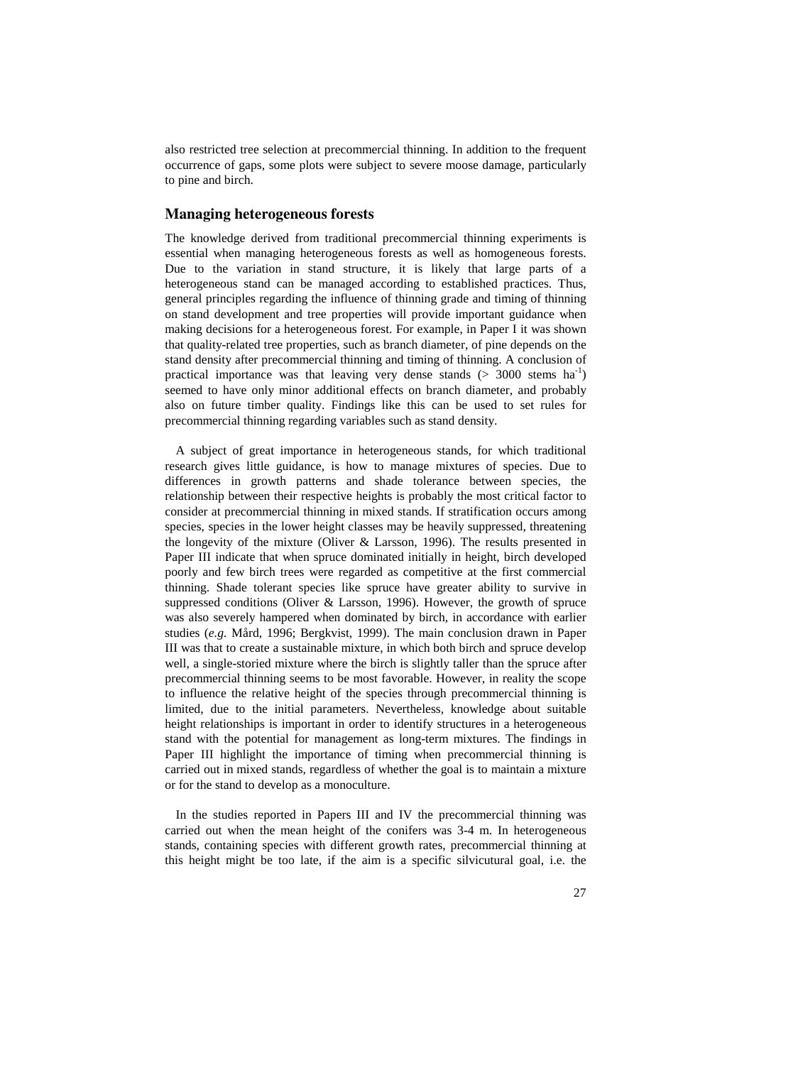also restricted tree selection at precommercial thinning. In addition to the frequent occurrence of gaps, some plots were subject to severe moose damage, particularly to pine and birch.

## Managing heterogeneous forests

The knowledge derived from traditional precommercial thinning experiments is essential when managing heterogeneous forests as well as homogeneous forests. Due to the variation in stand structure, it is likely that large parts of a heterogeneous stand can be managed according to established practices. Thus, general principles regarding the influence of thinning grade and timing of thinning on stand development and tree properties will provide important guidance when making decisions for a heterogeneous forest. For example, in Paper I it was shown that quality-related tree properties, such as branch diameter, of pine depends on the stand density after precommercial thinning and timing of thinning. A conclusion of practical importance was that leaving very dense stands (> 3000 stems ha$^{-1}$) seemed to have only minor additional effects on branch diameter, and probably also on future timber quality. Findings like this can be used to set rules for precommercial thinning regarding variables such as stand density.

A subject of great importance in heterogeneous stands, for which traditional research gives little guidance, is how to manage mixtures of species. Due to differences in growth patterns and shade tolerance between species, the relationship between their respective heights is probably the most critical factor to consider at precommercial thinning in mixed stands. If stratification occurs among species, species in the lower height classes may be heavily suppressed, threatening the longevity of the mixture (Oliver & Larsson, 1996). The results presented in Paper III indicate that when spruce dominated initially in height, birch developed poorly and few birch trees were regarded as competitive at the first commercial thinning. Shade tolerant species like spruce have greater ability to survive in suppressed conditions (Oliver & Larsson, 1996). However, the growth of spruce was also severely hampered when dominated by birch, in accordance with earlier studies (*e.g.* Mård, 1996; Bergkvist, 1999). The main conclusion drawn in Paper III was that to create a sustainable mixture, in which both birch and spruce develop well, a single-storied mixture where the birch is slightly taller than the spruce after precommercial thinning seems to be most favorable. However, in reality the scope to influence the relative height of the species through precommercial thinning is limited, due to the initial parameters. Nevertheless, knowledge about suitable height relationships is important in order to identify structures in a heterogeneous stand with the potential for management as long-term mixtures. The findings in Paper III highlight the importance of timing when precommercial thinning is carried out in mixed stands, regardless of whether the goal is to maintain a mixture or for the stand to develop as a monoculture.

In the studies reported in Papers III and IV the precommercial thinning was carried out when the mean height of the conifers was 3-4 m. In heterogeneous stands, containing species with different growth rates, precommercial thinning at this height might be too late, if the aim is a specific silvicutural goal, i.e. the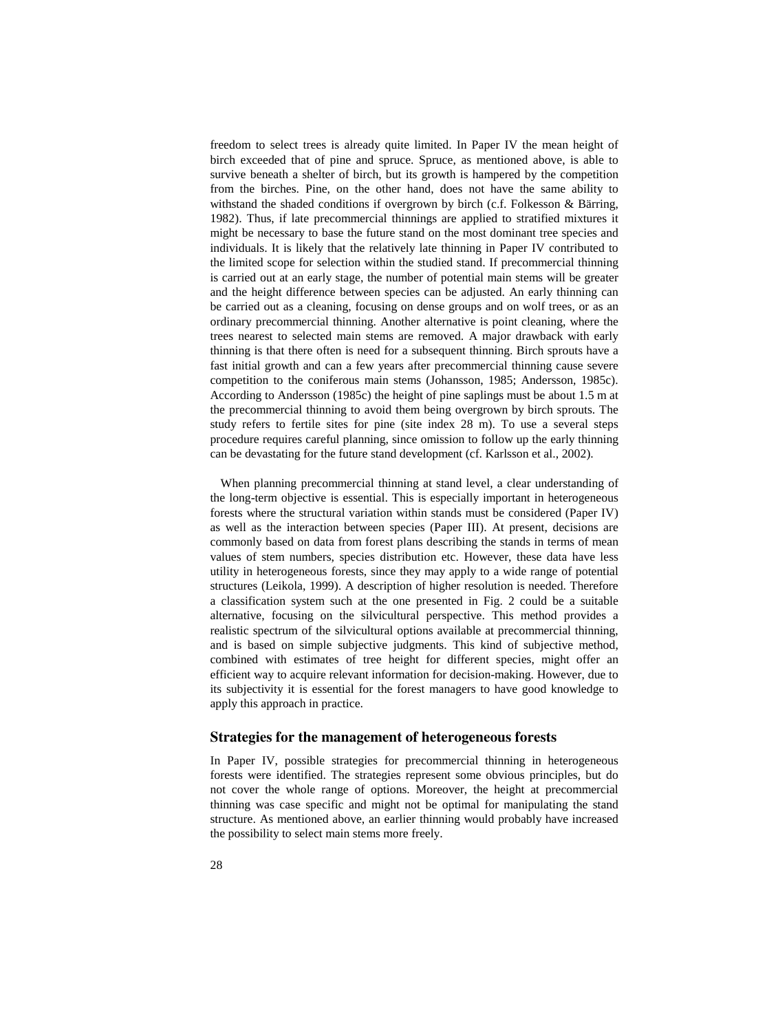freedom to select trees is already quite limited. In Paper IV the mean height of birch exceeded that of pine and spruce. Spruce, as mentioned above, is able to survive beneath a shelter of birch, but its growth is hampered by the competition from the birches. Pine, on the other hand, does not have the same ability to withstand the shaded conditions if overgrown by birch (c.f. Folkesson & Bärring, 1982). Thus, if late precommercial thinnings are applied to stratified mixtures it might be necessary to base the future stand on the most dominant tree species and individuals. It is likely that the relatively late thinning in Paper IV contributed to the limited scope for selection within the studied stand. If precommercial thinning is carried out at an early stage, the number of potential main stems will be greater and the height difference between species can be adjusted. An early thinning can be carried out as a cleaning, focusing on dense groups and on wolf trees, or as an ordinary precommercial thinning. Another alternative is point cleaning, where the trees nearest to selected main stems are removed. A major drawback with early thinning is that there often is need for a subsequent thinning. Birch sprouts have a fast initial growth and can a few years after precommercial thinning cause severe competition to the coniferous main stems (Johansson, 1985; Andersson, 1985c). According to Andersson (1985c) the height of pine saplings must be about 1.5 m at the precommercial thinning to avoid them being overgrown by birch sprouts. The study refers to fertile sites for pine (site index 28 m). To use a several steps procedure requires careful planning, since omission to follow up the early thinning can be devastating for the future stand development (cf. Karlsson et al., 2002).

When planning precommercial thinning at stand level, a clear understanding of the long-term objective is essential. This is especially important in heterogeneous forests where the structural variation within stands must be considered (Paper IV) as well as the interaction between species (Paper III). At present, decisions are commonly based on data from forest plans describing the stands in terms of mean values of stem numbers, species distribution etc. However, these data have less utility in heterogeneous forests, since they may apply to a wide range of potential structures (Leikola, 1999). A description of higher resolution is needed. Therefore a classification system such at the one presented in Fig. 2 could be a suitable alternative, focusing on the silvicultural perspective. This method provides a realistic spectrum of the silvicultural options available at precommercial thinning, and is based on simple subjective judgments. This kind of subjective method, combined with estimates of tree height for different species, might offer an efficient way to acquire relevant information for decision-making. However, due to its subjectivity it is essential for the forest managers to have good knowledge to apply this approach in practice.

## Strategies for the management of heterogeneous forests

In Paper IV, possible strategies for precommercial thinning in heterogeneous forests were identified. The strategies represent some obvious principles, but do not cover the whole range of options. Moreover, the height at precommercial thinning was case specific and might not be optimal for manipulating the stand structure. As mentioned above, an earlier thinning would probably have increased the possibility to select main stems more freely.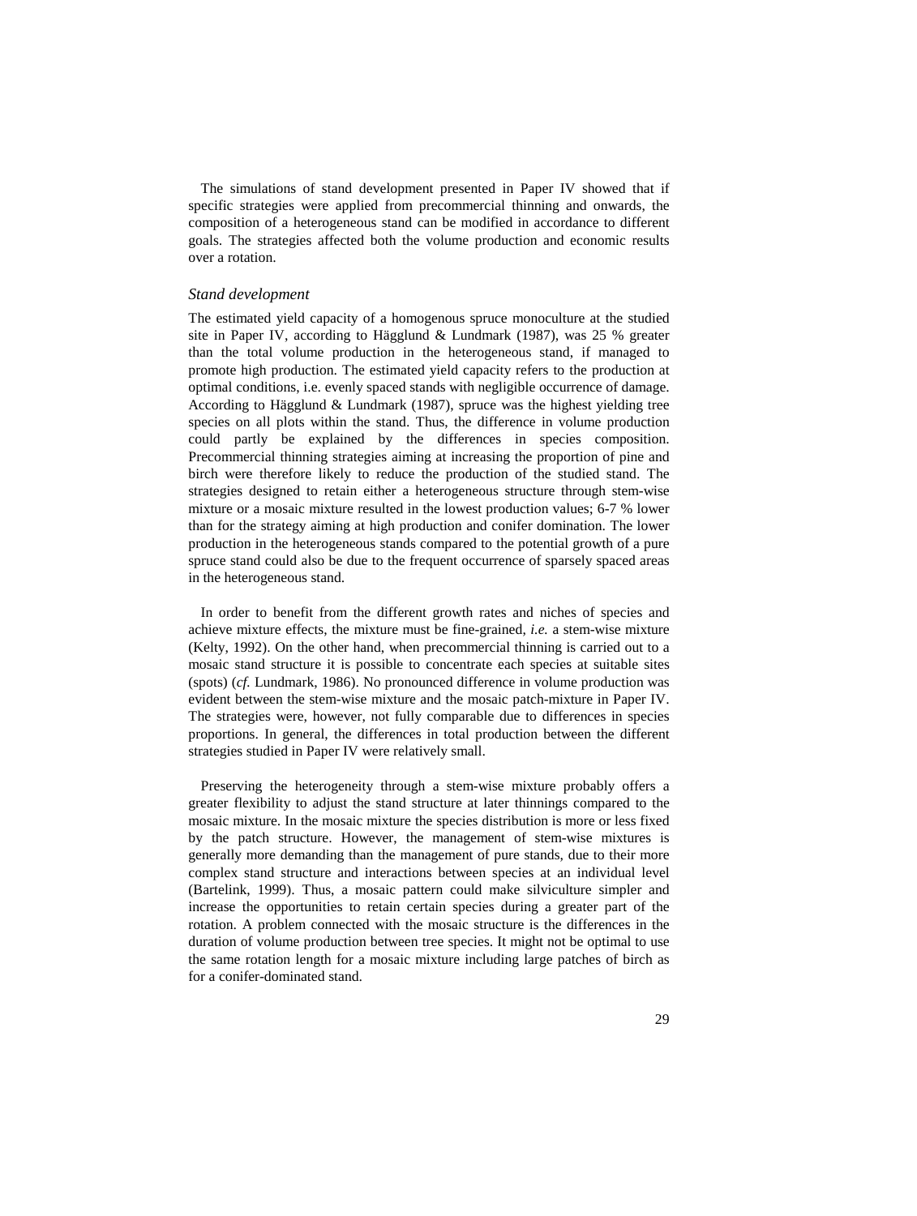The simulations of stand development presented in Paper IV showed that if specific strategies were applied from precommercial thinning and onwards, the composition of a heterogeneous stand can be modified in accordance to different goals. The strategies affected both the volume production and economic results over a rotation.

### *Stand development*

The estimated yield capacity of a homogenous spruce monoculture at the studied site in Paper IV, according to Hägglund & Lundmark (1987), was 25 % greater than the total volume production in the heterogeneous stand, if managed to promote high production. The estimated yield capacity refers to the production at optimal conditions, i.e. evenly spaced stands with negligible occurrence of damage. According to Hägglund & Lundmark (1987), spruce was the highest yielding tree species on all plots within the stand. Thus, the difference in volume production could partly be explained by the differences in species composition. Precommercial thinning strategies aiming at increasing the proportion of pine and birch were therefore likely to reduce the production of the studied stand. The strategies designed to retain either a heterogeneous structure through stem-wise mixture or a mosaic mixture resulted in the lowest production values; 6-7 % lower than for the strategy aiming at high production and conifer domination. The lower production in the heterogeneous stands compared to the potential growth of a pure spruce stand could also be due to the frequent occurrence of sparsely spaced areas in the heterogeneous stand.

In order to benefit from the different growth rates and niches of species and achieve mixture effects, the mixture must be fine-grained, *i.e.* a stem-wise mixture (Kelty, 1992). On the other hand, when precommercial thinning is carried out to a mosaic stand structure it is possible to concentrate each species at suitable sites (spots) (*cf.* Lundmark, 1986). No pronounced difference in volume production was evident between the stem-wise mixture and the mosaic patch-mixture in Paper IV. The strategies were, however, not fully comparable due to differences in species proportions. In general, the differences in total production between the different strategies studied in Paper IV were relatively small.

Preserving the heterogeneity through a stem-wise mixture probably offers a greater flexibility to adjust the stand structure at later thinnings compared to the mosaic mixture. In the mosaic mixture the species distribution is more or less fixed by the patch structure. However, the management of stem-wise mixtures is generally more demanding than the management of pure stands, due to their more complex stand structure and interactions between species at an individual level (Bartelink, 1999). Thus, a mosaic pattern could make silviculture simpler and increase the opportunities to retain certain species during a greater part of the rotation. A problem connected with the mosaic structure is the differences in the duration of volume production between tree species. It might not be optimal to use the same rotation length for a mosaic mixture including large patches of birch as for a conifer-dominated stand.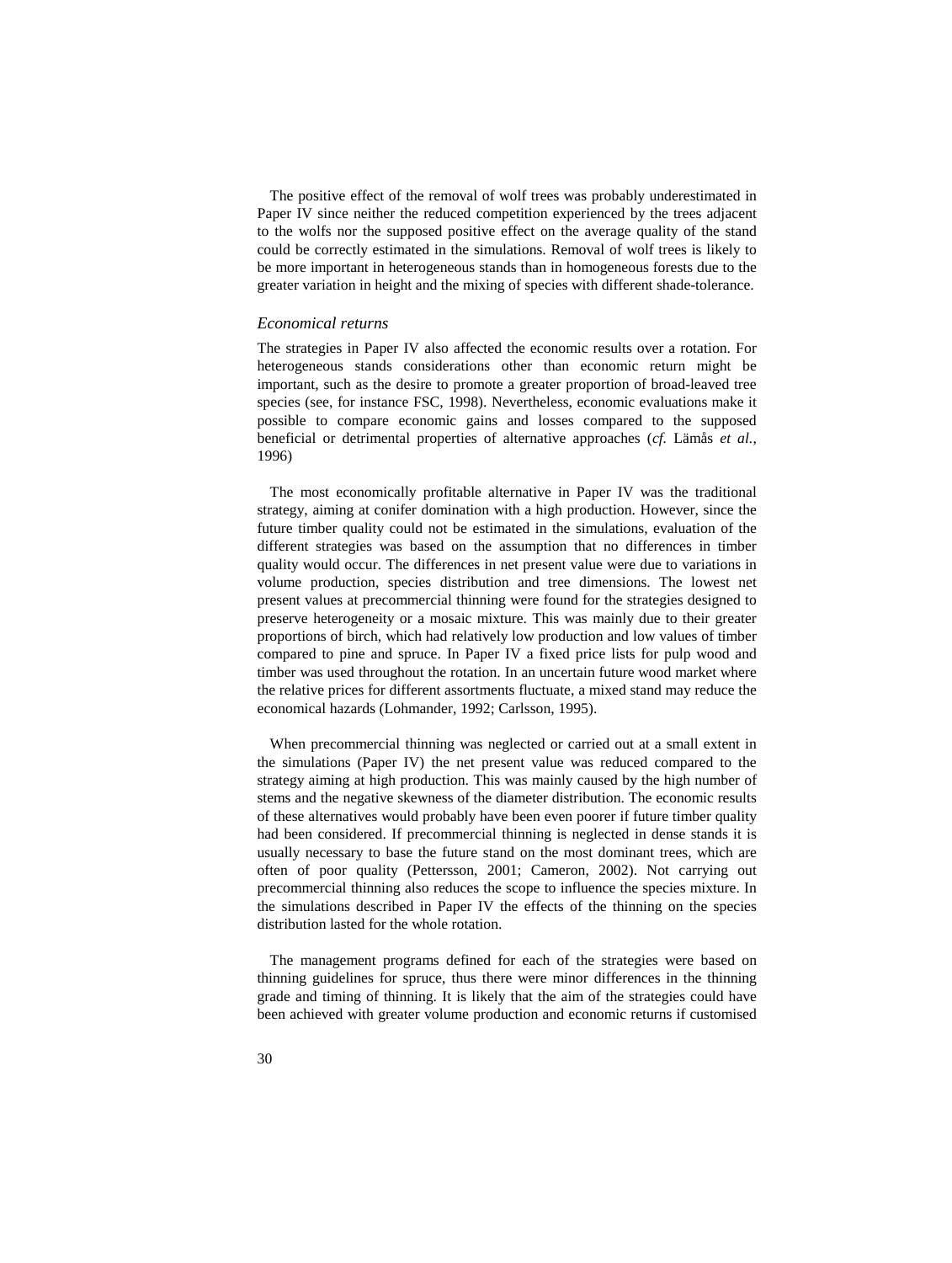The positive effect of the removal of wolf trees was probably underestimated in Paper IV since neither the reduced competition experienced by the trees adjacent to the wolfs nor the supposed positive effect on the average quality of the stand could be correctly estimated in the simulations. Removal of wolf trees is likely to be more important in heterogeneous stands than in homogeneous forests due to the greater variation in height and the mixing of species with different shade-tolerance.

### *Economical returns*

The strategies in Paper IV also affected the economic results over a rotation. For heterogeneous stands considerations other than economic return might be important, such as the desire to promote a greater proportion of broad-leaved tree species (see, for instance FSC, 1998). Nevertheless, economic evaluations make it possible to compare economic gains and losses compared to the supposed beneficial or detrimental properties of alternative approaches (*cf.* Lämås *et al.,* 1996)

The most economically profitable alternative in Paper IV was the traditional strategy, aiming at conifer domination with a high production. However, since the future timber quality could not be estimated in the simulations, evaluation of the different strategies was based on the assumption that no differences in timber quality would occur. The differences in net present value were due to variations in volume production, species distribution and tree dimensions. The lowest net present values at precommercial thinning were found for the strategies designed to preserve heterogeneity or a mosaic mixture. This was mainly due to their greater proportions of birch, which had relatively low production and low values of timber compared to pine and spruce. In Paper IV a fixed price lists for pulp wood and timber was used throughout the rotation. In an uncertain future wood market where the relative prices for different assortments fluctuate, a mixed stand may reduce the economical hazards (Lohmander, 1992; Carlsson, 1995).

When precommercial thinning was neglected or carried out at a small extent in the simulations (Paper IV) the net present value was reduced compared to the strategy aiming at high production. This was mainly caused by the high number of stems and the negative skewness of the diameter distribution. The economic results of these alternatives would probably have been even poorer if future timber quality had been considered. If precommercial thinning is neglected in dense stands it is usually necessary to base the future stand on the most dominant trees, which are often of poor quality (Pettersson, 2001; Cameron, 2002). Not carrying out precommercial thinning also reduces the scope to influence the species mixture. In the simulations described in Paper IV the effects of the thinning on the species distribution lasted for the whole rotation.

The management programs defined for each of the strategies were based on thinning guidelines for spruce, thus there were minor differences in the thinning grade and timing of thinning. It is likely that the aim of the strategies could have been achieved with greater volume production and economic returns if customised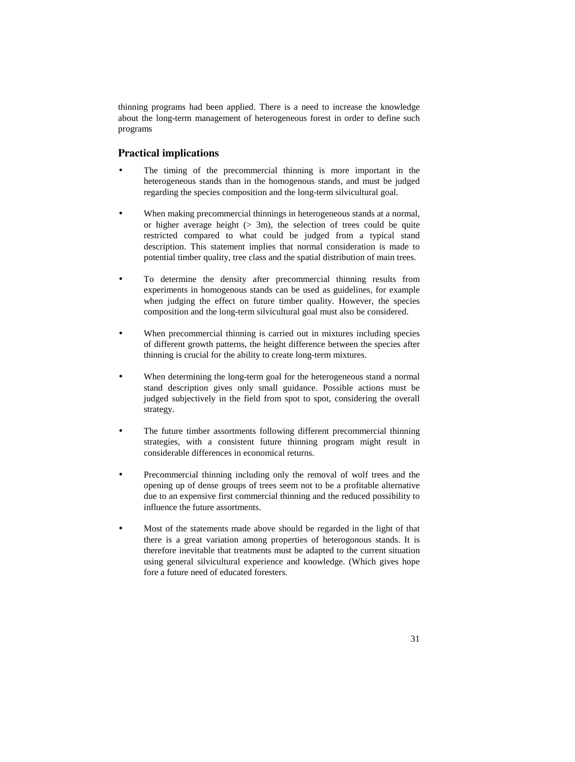thinning programs had been applied. There is a need to increase the knowledge about the long-term management of heterogeneous forest in order to define such programs

## Practical implications

- The timing of the precommercial thinning is more important in the heterogeneous stands than in the homogenous stands, and must be judged regarding the species composition and the long-term silvicultural goal.

- When making precommercial thinnings in heterogeneous stands at a normal, or higher average height (> 3m), the selection of trees could be quite restricted compared to what could be judged from a typical stand description. This statement implies that normal consideration is made to potential timber quality, tree class and the spatial distribution of main trees.

- To determine the density after precommercial thinning results from experiments in homogenous stands can be used as guidelines, for example when judging the effect on future timber quality. However, the species composition and the long-term silvicultural goal must also be considered.

- When precommercial thinning is carried out in mixtures including species of different growth patterns, the height difference between the species after thinning is crucial for the ability to create long-term mixtures.

- When determining the long-term goal for the heterogeneous stand a normal stand description gives only small guidance. Possible actions must be judged subjectively in the field from spot to spot, considering the overall strategy.

- The future timber assortments following different precommercial thinning strategies, with a consistent future thinning program might result in considerable differences in economical returns.

- Precommercial thinning including only the removal of wolf trees and the opening up of dense groups of trees seem not to be a profitable alternative due to an expensive first commercial thinning and the reduced possibility to influence the future assortments.

- Most of the statements made above should be regarded in the light of that there is a great variation among properties of heterogonous stands. It is therefore inevitable that treatments must be adapted to the current situation using general silvicultural experience and knowledge. (Which gives hope fore a future need of educated foresters.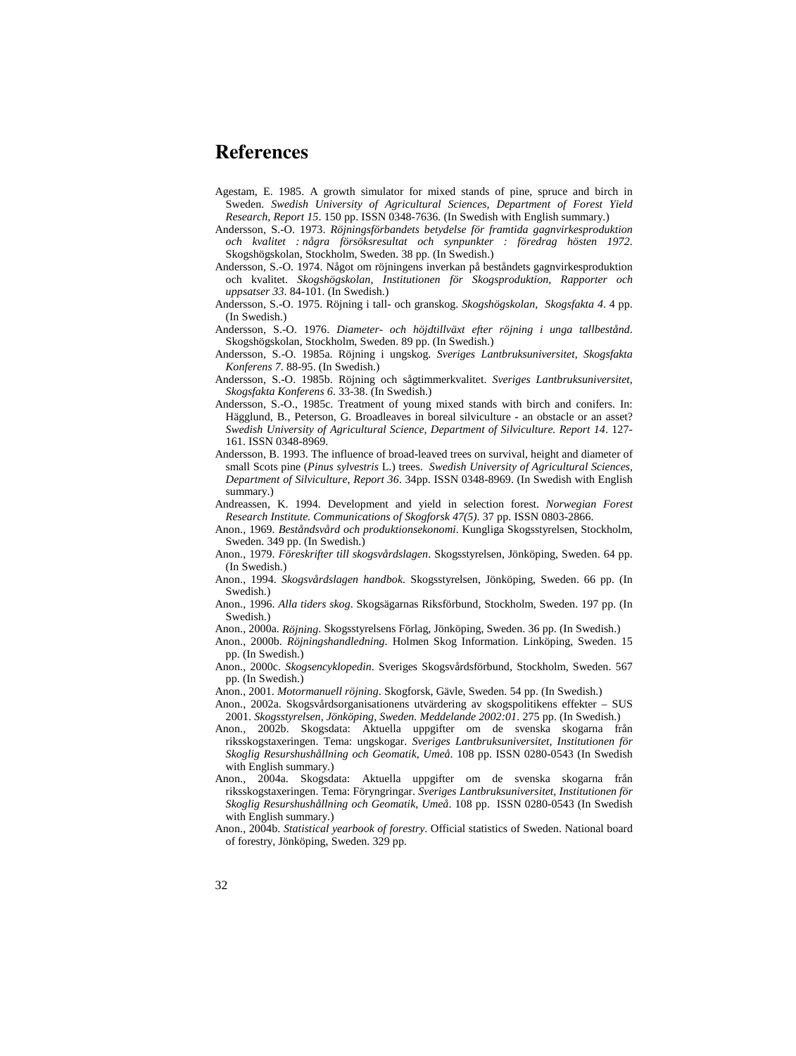# References

Agestam, E. 1985. A growth simulator for mixed stands of pine, spruce and birch in Sweden. *Swedish University of Agricultural Sciences, Department of Forest Yield Research, Report 15*. 150 pp. ISSN 0348-7636. (In Swedish with English summary.)

Andersson, S.-O. 1973. *Röjningsförbandets betydelse för framtida gagnvirkesproduktion och kvalitet : några försöksresultat och synpunkter : föredrag hösten 1972*. Skogshögskolan, Stockholm, Sweden. 38 pp. (In Swedish.)

Andersson, S.-O. 1974. Något om röjningens inverkan på beståndets gagnvirkesproduktion och kvalitet. *Skogshögskolan, Institutionen för Skogsproduktion, Rapporter och uppsatser 33*. 84-101. (In Swedish.)

Andersson, S.-O. 1975. Röjning i tall- och granskog. *Skogshögskolan, Skogsfakta 4*. 4 pp. (In Swedish.)

Andersson, S.-O. 1976. *Diameter- och höjdtillväxt efter röjning i unga tallbestånd*. Skogshögskolan, Stockholm, Sweden. 89 pp. (In Swedish.)

Andersson, S.-O. 1985a. Röjning i ungskog. *Sveriges Lantbruksuniversitet, Skogsfakta Konferens 7*. 88-95. (In Swedish.)

Andersson, S.-O. 1985b. Röjning och sågtimmerkvalitet. *Sveriges Lantbruksuniversitet, Skogsfakta Konferens 6*. 33-38. (In Swedish.)

Andersson, S.-O., 1985c. Treatment of young mixed stands with birch and conifers. In: Hägglund, B., Peterson, G. Broadleaves in boreal silviculture - an obstacle or an asset? *Swedish University of Agricultural Science, Department of Silviculture. Report 14*. 127-161. ISSN 0348-8969.

Andersson, B. 1993. The influence of broad-leaved trees on survival, height and diameter of small Scots pine (*Pinus sylvestris* L.) trees. *Swedish University of Agricultural Sciences, Department of Silviculture, Report 36*. 34pp. ISSN 0348-8969. (In Swedish with English summary.)

Andreassen, K. 1994. Development and yield in selection forest. *Norwegian Forest Research Institute. Communications of Skogforsk 47(5)*. 37 pp. ISSN 0803-2866.

Anon., 1969. *Beståndsvård och produktionsekonomi*. Kungliga Skogsstyrelsen, Stockholm, Sweden. 349 pp. (In Swedish.)

Anon., 1979. *Föreskrifter till skogsvårdslagen*. Skogsstyrelsen, Jönköping, Sweden. 64 pp. (In Swedish.)

Anon., 1994. *Skogsvårdslagen handbok*. Skogsstyrelsen, Jönköping, Sweden. 66 pp. (In Swedish.)

Anon., 1996. *Alla tiders skog*. Skogsägarnas Riksförbund, Stockholm, Sweden. 197 pp. (In Swedish.)

Anon., 2000a. *Röjning*. Skogsstyrelsens Förlag, Jönköping, Sweden. 36 pp. (In Swedish.)

Anon., 2000b. *Röjningshandledning*. Holmen Skog Information. Linköping, Sweden. 15 pp. (In Swedish.)

Anon., 2000c. *Skogsencyklopedin*. Sveriges Skogsvårdsförbund, Stockholm, Sweden. 567 pp. (In Swedish.)

Anon., 2001. *Motormanuell röjning*. Skogforsk, Gävle, Sweden. 54 pp. (In Swedish.)

Anon., 2002a. Skogsvårdsorganisationens utvärdering av skogspolitikens effekter – SUS 2001. *Skogsstyrelsen, Jönköping, Sweden. Meddelande 2002:01*. 275 pp. (In Swedish.)

Anon., 2002b. Skogsdata: Aktuella uppgifter om de svenska skogarna från riksskogstaxeringen. Tema: ungskogar. *Sveriges Lantbruksuniversitet, Institutionen för Skoglig Resurshushållning och Geomatik, Umeå*. 108 pp. ISSN 0280-0543 (In Swedish with English summary.)

Anon., 2004a. Skogsdata: Aktuella uppgifter om de svenska skogarna från riksskogstaxeringen. Tema: Föryngringar. *Sveriges Lantbruksuniversitet, Institutionen för Skoglig Resurshushållning och Geomatik, Umeå*. 108 pp. ISSN 0280-0543 (In Swedish with English summary.)

Anon., 2004b. *Statistical yearbook of forestry*. Official statistics of Sweden. National board of forestry, Jönköping, Sweden. 329 pp.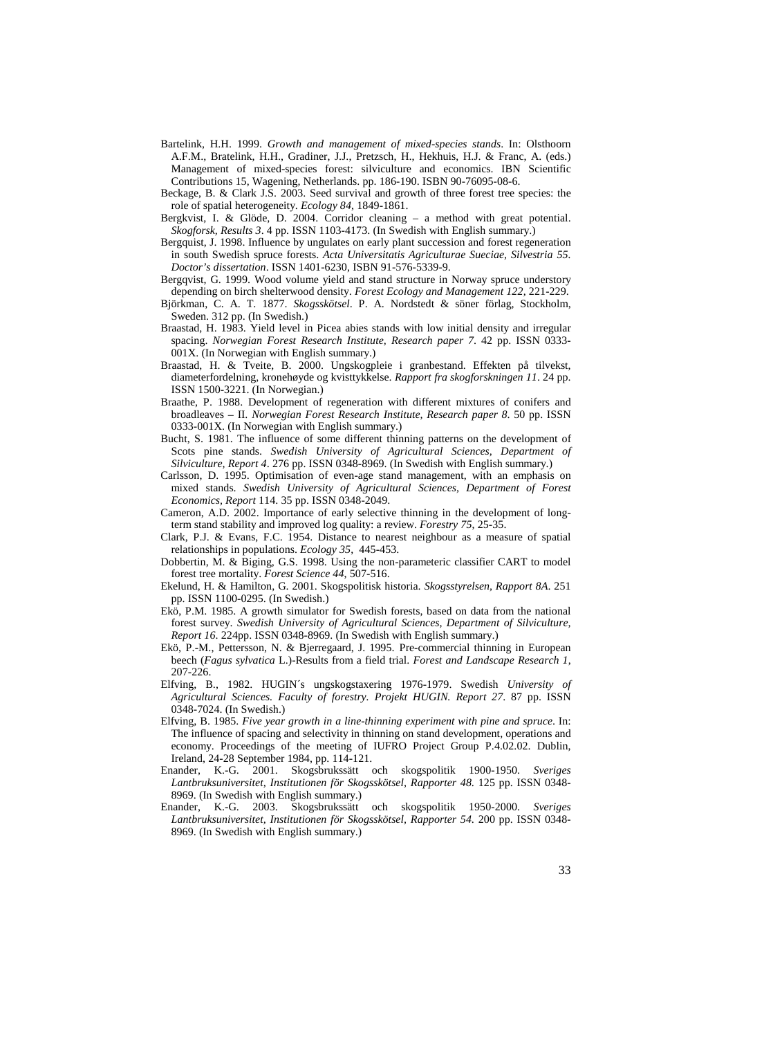Bartelink, H.H. 1999. *Growth and management of mixed-species stands*. In: Olsthoorn A.F.M., Bratelink, H.H., Gradiner, J.J., Pretzsch, H., Hekhuis, H.J. & Franc, A. (eds.) Management of mixed-species forest: silviculture and economics. IBN Scientific Contributions 15, Wagening, Netherlands. pp. 186-190. ISBN 90-76095-08-6.

Beckage, B. & Clark J.S. 2003. Seed survival and growth of three forest tree species: the role of spatial heterogeneity. *Ecology 84*, 1849-1861.

Bergkvist, I. & Glöde, D. 2004. Corridor cleaning – a method with great potential. *Skogforsk, Results 3*. 4 pp. ISSN 1103-4173. (In Swedish with English summary.)

Bergquist, J. 1998. Influence by ungulates on early plant succession and forest regeneration in south Swedish spruce forests. *Acta Universitatis Agriculturae Sueciae, Silvestria 55. Doctor's dissertation*. ISSN 1401-6230, ISBN 91-576-5339-9.

Bergqvist, G. 1999. Wood volume yield and stand structure in Norway spruce understory depending on birch shelterwood density. *Forest Ecology and Management 122*, 221-229.

Björkman, C. A. T. 1877. *Skogsskötsel*. P. A. Nordstedt & söner förlag, Stockholm, Sweden. 312 pp. (In Swedish.)

Braastad, H. 1983. Yield level in Picea abies stands with low initial density and irregular spacing. *Norwegian Forest Research Institute, Research paper 7*. 42 pp. ISSN 0333-001X. (In Norwegian with English summary.)

Braastad, H. & Tveite, B. 2000. Ungskogpleie i granbestand. Effekten på tilvekst, diameterfordelning, kronehøyde og kvisttykkelse. *Rapport fra skogforskningen 11*. 24 pp. ISSN 1500-3221. (In Norwegian.)

Braathe, P. 1988. Development of regeneration with different mixtures of conifers and broadleaves – II. *Norwegian Forest Research Institute, Research paper 8*. 50 pp. ISSN 0333-001X. (In Norwegian with English summary.)

Bucht, S. 1981. The influence of some different thinning patterns on the development of Scots pine stands. *Swedish University of Agricultural Sciences, Department of Silviculture, Report 4*. 276 pp. ISSN 0348-8969. (In Swedish with English summary.)

Carlsson, D. 1995. Optimisation of even-age stand management, with an emphasis on mixed stands. *Swedish University of Agricultural Sciences, Department of Forest Economics, Report* 114. 35 pp. ISSN 0348-2049.

Cameron, A.D. 2002. Importance of early selective thinning in the development of long-term stand stability and improved log quality: a review. *Forestry 75*, 25-35.

Clark, P.J. & Evans, F.C. 1954. Distance to nearest neighbour as a measure of spatial relationships in populations. *Ecology 35*, 445-453.

Dobbertin, M. & Biging, G.S. 1998. Using the non-parameteric classifier CART to model forest tree mortality. *Forest Science 44*, 507-516.

Ekelund, H. & Hamilton, G. 2001. Skogspolitisk historia. *Skogsstyrelsen, Rapport 8A*. 251 pp. ISSN 1100-0295. (In Swedish.)

Ekö, P.M. 1985. A growth simulator for Swedish forests, based on data from the national forest survey. *Swedish University of Agricultural Sciences, Department of Silviculture, Report 16*. 224pp. ISSN 0348-8969. (In Swedish with English summary.)

Ekö, P.-M., Pettersson, N. & Bjerregaard, J. 1995. Pre-commercial thinning in European beech (*Fagus sylvatica* L.)-Results from a field trial. *Forest and Landscape Research 1*, 207-226.

Elfving, B., 1982. HUGIN´s ungskogstaxering 1976-1979. Swedish *University of Agricultural Sciences. Faculty of forestry. Projekt HUGIN. Report 27*. 87 pp. ISSN 0348-7024. (In Swedish.)

Elfving, B. 1985. *Five year growth in a line-thinning experiment with pine and spruce*. In: The influence of spacing and selectivity in thinning on stand development, operations and economy. Proceedings of the meeting of IUFRO Project Group P.4.02.02. Dublin, Ireland, 24-28 September 1984, pp. 114-121.

Enander, K.-G. 2001. Skogsbrukssätt och skogspolitik 1900-1950. *Sveriges Lantbruksuniversitet, Institutionen för Skogsskötsel, Rapporter 48*. 125 pp. ISSN 0348-8969. (In Swedish with English summary.)

Enander, K.-G. 2003. Skogsbrukssätt och skogspolitik 1950-2000. *Sveriges Lantbruksuniversitet, Institutionen för Skogsskötsel, Rapporter 54*. 200 pp. ISSN 0348-8969. (In Swedish with English summary.)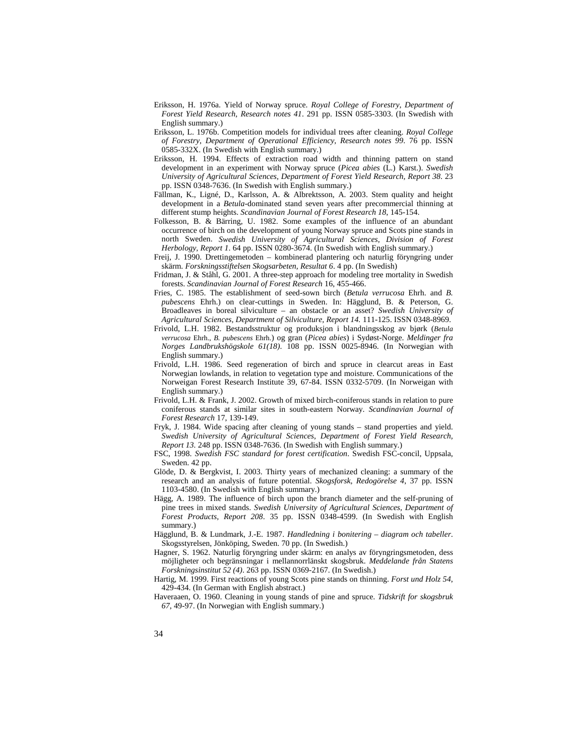Eriksson, H. 1976a. Yield of Norway spruce. *Royal College of Forestry, Department of Forest Yield Research, Research notes 41*. 291 pp. ISSN 0585-3303. (In Swedish with English summary.)

Eriksson, L. 1976b. Competition models for individual trees after cleaning. *Royal College of Forestry, Department of Operational Efficiency, Research notes 99*. 76 pp. ISSN 0585-332X. (In Swedish with English summary.)

Eriksson, H. 1994. Effects of extraction road width and thinning pattern on stand development in an experiment with Norway spruce (*Picea abies* (L.) Karst.). *Swedish University of Agricultural Sciences, Department of Forest Yield Research, Report 38*. 23 pp. ISSN 0348-7636. (In Swedish with English summary.)

Fällman, K., Ligné, D., Karlsson, A. & Albrektsson, A. 2003. Stem quality and height development in a *Betula*-dominated stand seven years after precommercial thinning at different stump heights. *Scandinavian Journal of Forest Research 18*, 145-154.

Folkesson, B. & Bärring, U. 1982. Some examples of the influence of an abundant occurrence of birch on the development of young Norway spruce and Scots pine stands in north Sweden. *Swedish University of Agricultural Sciences, Division of Forest Herbology, Report 1*. 64 pp. ISSN 0280-3674. (In Swedish with English summary.)

Freij, J. 1990. Drettingemetoden – kombinerad plantering och naturlig föryngring under skärm. *Forskningsstiftelsen Skogsarbeten, Resultat 6*. 4 pp. (In Swedish)

Fridman, J. & Ståhl, G. 2001. A three-step approach for modeling tree mortality in Swedish forests. *Scandinavian Journal of Forest Research* 16, 455-466.

Fries, C. 1985. The establishment of seed-sown birch (*Betula verrucosa* Ehrh. and *B. pubescens* Ehrh.) on clear-cuttings in Sweden. In: Hägglund, B. & Peterson, G. Broadleaves in boreal silviculture – an obstacle or an asset? *Swedish University of Agricultural Sciences, Department of Silviculture, Report 14.* 111-125. ISSN 0348-8969.

Frivold, L.H. 1982. Bestandsstruktur og produksjon i blandningsskog av bjørk (*Betula verrucosa* Ehrh., *B. pubescens* Ehrh.) og gran (*Picea abies*) i Sydøst-Norge. *Meldinger fra Norges Landbrukshögskole 61(18)*. 108 pp. ISSN 0025-8946. (In Norwegian with English summary.)

Frivold, L.H. 1986. Seed regeneration of birch and spruce in clearcut areas in East Norwegian lowlands, in relation to vegetation type and moisture. Communications of the Norweigan Forest Research Institute 39, 67-84. ISSN 0332-5709. (In Norweigan with English summary.)

Frivold, L.H. & Frank, J. 2002. Growth of mixed birch-coniferous stands in relation to pure coniferous stands at similar sites in south-eastern Norway. *Scandinavian Journal of Forest Research* 17, 139-149.

Fryk, J. 1984. Wide spacing after cleaning of young stands – stand properties and yield. *Swedish University of Agricultural Sciences, Department of Forest Yield Research, Report 13*. 248 pp. ISSN 0348-7636. (In Swedish with English summary.)

FSC, 1998. *Swedish FSC standard for forest certification*. Swedish FSC-concil, Uppsala, Sweden. 42 pp.

Glöde, D. & Bergkvist, I. 2003. Thirty years of mechanized cleaning: a summary of the research and an analysis of future potential. *Skogsforsk, Redogörelse 4*, 37 pp. ISSN 1103-4580. (In Swedish with English summary.)

Hägg, A. 1989. The influence of birch upon the branch diameter and the self-pruning of pine trees in mixed stands. *Swedish University of Agricultural Sciences, Department of Forest Products, Report 208*. 35 pp. ISSN 0348-4599. (In Swedish with English summary.)

Hägglund, B. & Lundmark, J.-E. 1987. *Handledning i bonitering – diagram och tabeller.* Skogsstyrelsen, Jönköping, Sweden. 70 pp. (In Swedish.)

Hagner, S. 1962. Naturlig föryngring under skärm: en analys av föryngringsmetoden, dess möjligheter och begränsningar i mellannorrlänskt skogsbruk. *Meddelande från Statens Forskningsinstitut 52 (4)*. 263 pp. ISSN 0369-2167. (In Swedish.)

Hartig, M. 1999. First reactions of young Scots pine stands on thinning. *Forst und Holz 54*, 429-434. (In German with English abstract.)

Haveraaen, O. 1960. Cleaning in young stands of pine and spruce. *Tidskrift for skogsbruk 67*, 49-97. (In Norwegian with English summary.)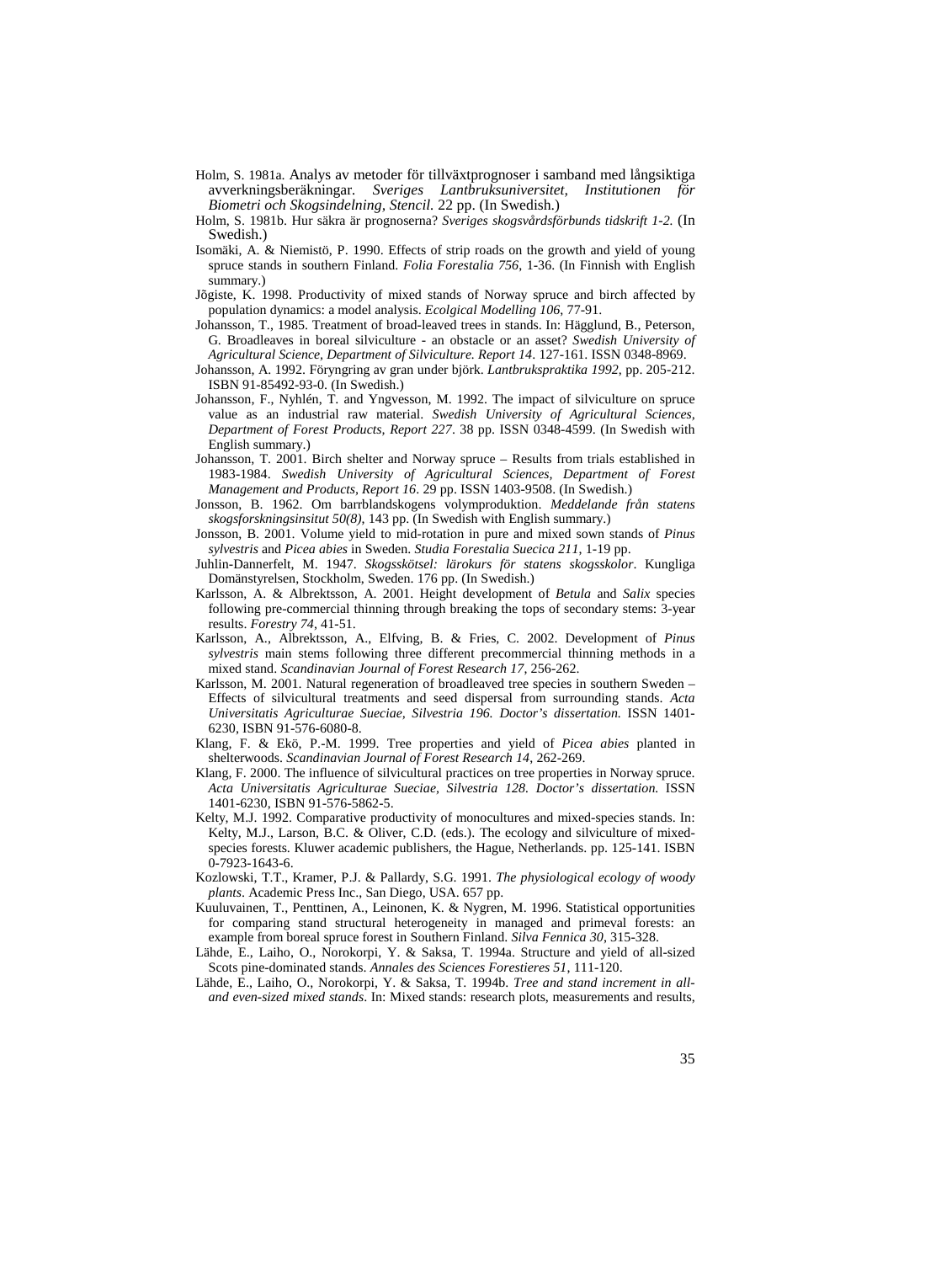Holm, S. 1981a. Analys av metoder för tillväxtprognoser i samband med långsiktiga avverkningsberäkningar. *Sveriges Lantbruksuniversitet, Institutionen för Biometri och Skogsindelning, Stencil.* 22 pp. (In Swedish.)

Holm, S. 1981b. Hur säkra är prognoserna? *Sveriges skogsvårdsförbunds tidskrift 1-2.* (In Swedish.)

Isomäki, A. & Niemistö, P. 1990. Effects of strip roads on the growth and yield of young spruce stands in southern Finland. *Folia Forestalia 756*, 1-36. (In Finnish with English summary.)

Jõgiste, K. 1998. Productivity of mixed stands of Norway spruce and birch affected by population dynamics: a model analysis. *Ecolgical Modelling 106*, 77-91.

Johansson, T., 1985. Treatment of broad-leaved trees in stands. In: Hägglund, B., Peterson, G. Broadleaves in boreal silviculture - an obstacle or an asset? *Swedish University of Agricultural Science, Department of Silviculture. Report 14*. 127-161. ISSN 0348-8969.

Johansson, A. 1992. Föryngring av gran under björk. *Lantbrukspraktika 1992*, pp. 205-212. ISBN 91-85492-93-0. (In Swedish.)

Johansson, F., Nyhlén, T. and Yngvesson, M. 1992. The impact of silviculture on spruce value as an industrial raw material. *Swedish University of Agricultural Sciences, Department of Forest Products, Report 227*. 38 pp. ISSN 0348-4599. (In Swedish with English summary.)

Johansson, T. 2001. Birch shelter and Norway spruce – Results from trials established in 1983-1984. *Swedish University of Agricultural Sciences, Department of Forest Management and Products, Report 16*. 29 pp. ISSN 1403-9508. (In Swedish.)

Jonsson, B. 1962. Om barrblandskogens volymproduktion. *Meddelande från statens skogsforskningsinsitut 50(8)*, 143 pp. (In Swedish with English summary.)

Jonsson, B. 2001. Volume yield to mid-rotation in pure and mixed sown stands of *Pinus sylvestris* and *Picea abies* in Sweden. *Studia Forestalia Suecica 211*, 1-19 pp.

Juhlin-Dannerfelt, M. 1947. *Skogsskötsel: lärokurs för statens skogsskolor*. Kungliga Domänstyrelsen, Stockholm, Sweden. 176 pp. (In Swedish.)

Karlsson, A. & Albrektsson, A. 2001. Height development of *Betula* and *Salix* species following pre-commercial thinning through breaking the tops of secondary stems: 3-year results. *Forestry 74*, 41-51.

Karlsson, A., Albrektsson, A., Elfving, B. & Fries, C. 2002. Development of *Pinus sylvestris* main stems following three different precommercial thinning methods in a mixed stand. *Scandinavian Journal of Forest Research 17*, 256-262.

Karlsson, M. 2001. Natural regeneration of broadleaved tree species in southern Sweden – Effects of silvicultural treatments and seed dispersal from surrounding stands. *Acta Universitatis Agriculturae Sueciae, Silvestria 196. Doctor's dissertation.* ISSN 1401-6230, ISBN 91-576-6080-8.

Klang, F. & Ekö, P.-M. 1999. Tree properties and yield of *Picea abies* planted in shelterwoods. *Scandinavian Journal of Forest Research 14*, 262-269.

Klang, F. 2000. The influence of silvicultural practices on tree properties in Norway spruce. *Acta Universitatis Agriculturae Sueciae, Silvestria 128. Doctor's dissertation.* ISSN 1401-6230, ISBN 91-576-5862-5.

Kelty, M.J. 1992. Comparative productivity of monocultures and mixed-species stands. In: Kelty, M.J., Larson, B.C. & Oliver, C.D. (eds.). The ecology and silviculture of mixed-species forests. Kluwer academic publishers, the Hague, Netherlands. pp. 125-141. ISBN 0-7923-1643-6.

Kozlowski, T.T., Kramer, P.J. & Pallardy, S.G. 1991. *The physiological ecology of woody plants*. Academic Press Inc., San Diego, USA. 657 pp.

Kuuluvainen, T., Penttinen, A., Leinonen, K. & Nygren, M. 1996. Statistical opportunities for comparing stand structural heterogeneity in managed and primeval forests: an example from boreal spruce forest in Southern Finland. *Silva Fennica 30*, 315-328.

Lähde, E., Laiho, O., Norokorpi, Y. & Saksa, T. 1994a. Structure and yield of all-sized Scots pine-dominated stands. *Annales des Sciences Forestieres 51*, 111-120.

Lähde, E., Laiho, O., Norokorpi, Y. & Saksa, T. 1994b. *Tree and stand increment in all- and even-sized mixed stands*. In: Mixed stands: research plots, measurements and results,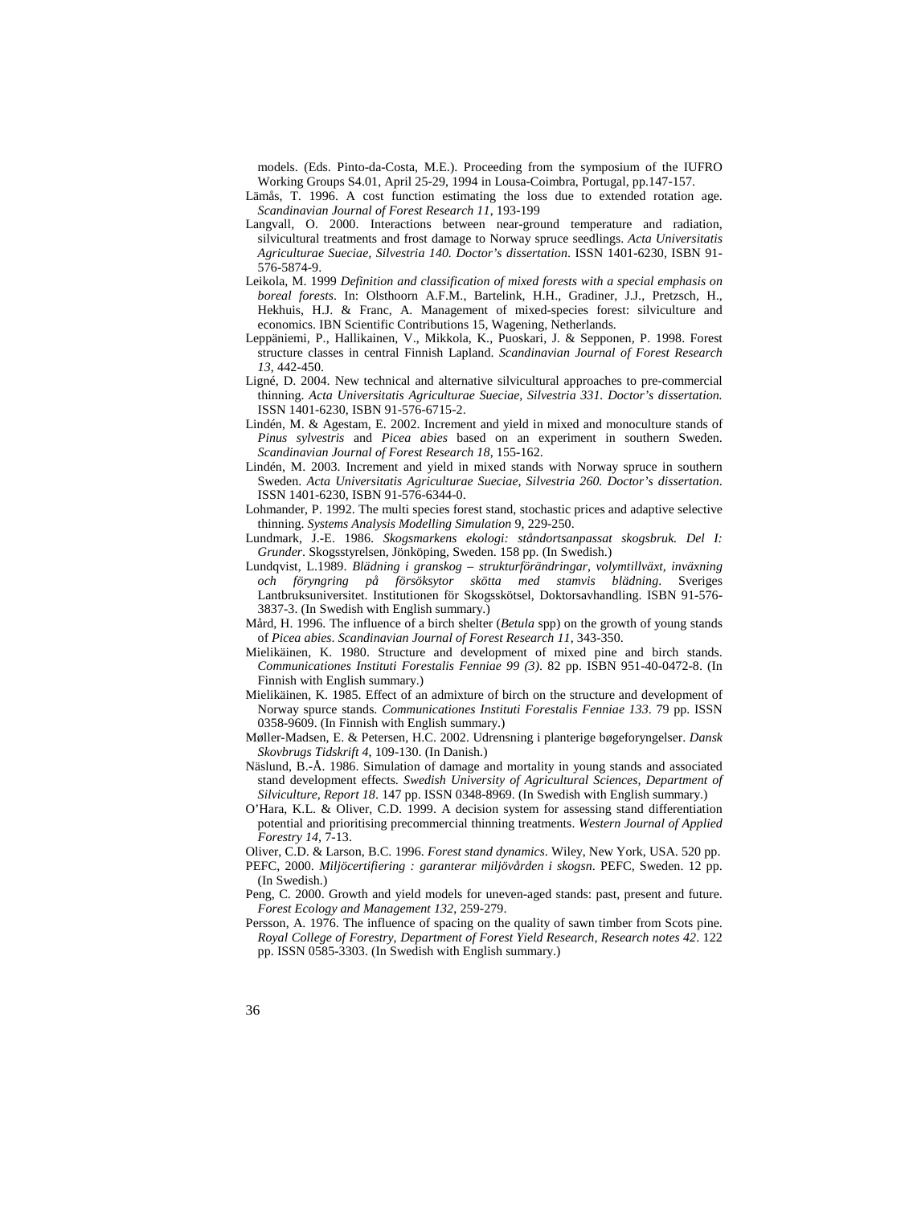models. (Eds. Pinto-da-Costa, M.E.). Proceeding from the symposium of the IUFRO Working Groups S4.01, April 25-29, 1994 in Lousa-Coimbra, Portugal, pp.147-157.

Lämås, T. 1996. A cost function estimating the loss due to extended rotation age. *Scandinavian Journal of Forest Research 11*, 193-199

Langvall, O. 2000. Interactions between near-ground temperature and radiation, silvicultural treatments and frost damage to Norway spruce seedlings. *Acta Universitatis Agriculturae Sueciae, Silvestria 140. Doctor's dissertation*. ISSN 1401-6230, ISBN 91-576-5874-9.

Leikola, M. 1999 *Definition and classification of mixed forests with a special emphasis on boreal forests*. In: Olsthoorn A.F.M., Bartelink, H.H., Gradiner, J.J., Pretzsch, H., Hekhuis, H.J. & Franc, A. Management of mixed-species forest: silviculture and economics. IBN Scientific Contributions 15, Wagening, Netherlands.

Leppäniemi, P., Hallikainen, V., Mikkola, K., Puoskari, J. & Sepponen, P. 1998. Forest structure classes in central Finnish Lapland. *Scandinavian Journal of Forest Research 13*, 442-450.

Ligné, D. 2004. New technical and alternative silvicultural approaches to pre-commercial thinning. *Acta Universitatis Agriculturae Sueciae, Silvestria 331. Doctor's dissertation.* ISSN 1401-6230, ISBN 91-576-6715-2.

Lindén, M. & Agestam, E. 2002. Increment and yield in mixed and monoculture stands of *Pinus sylvestris* and *Picea abies* based on an experiment in southern Sweden. *Scandinavian Journal of Forest Research 18*, 155-162.

Lindén, M. 2003. Increment and yield in mixed stands with Norway spruce in southern Sweden. *Acta Universitatis Agriculturae Sueciae, Silvestria 260. Doctor's dissertation*. ISSN 1401-6230, ISBN 91-576-6344-0.

Lohmander, P. 1992. The multi species forest stand, stochastic prices and adaptive selective thinning. *Systems Analysis Modelling Simulation* 9, 229-250.

Lundmark, J.-E. 1986. *Skogsmarkens ekologi: ståndortsanpassat skogsbruk. Del I: Grunder*. Skogsstyrelsen, Jönköping, Sweden. 158 pp. (In Swedish.)

Lundqvist, L.1989. *Blädning i granskog – strukturförändringar, volymtillväxt, inväxning och föryngring på försöksytor skötta med stamvis blädning*. Sveriges Lantbruksuniversitet. Institutionen för Skogsskötsel, Doktorsavhandling. ISBN 91-576-3837-3. (In Swedish with English summary.)

Mård, H. 1996. The influence of a birch shelter (*Betula* spp) on the growth of young stands of *Picea abies*. *Scandinavian Journal of Forest Research 11*, 343-350.

Mielikäinen, K. 1980. Structure and development of mixed pine and birch stands. *Communicationes Instituti Forestalis Fenniae 99 (3)*. 82 pp. ISBN 951-40-0472-8. (In Finnish with English summary.)

Mielikäinen, K. 1985. Effect of an admixture of birch on the structure and development of Norway spurce stands. *Communicationes Instituti Forestalis Fenniae 133*. 79 pp. ISSN 0358-9609. (In Finnish with English summary.)

Møller-Madsen, E. & Petersen, H.C. 2002. Udrensning i planterige bøgeforyngelser. *Dansk Skovbrugs Tidskrift 4*, 109-130. (In Danish.)

Näslund, B.-Å. 1986. Simulation of damage and mortality in young stands and associated stand development effects. *Swedish University of Agricultural Sciences, Department of Silviculture, Report 18*. 147 pp. ISSN 0348-8969. (In Swedish with English summary.)

O'Hara, K.L. & Oliver, C.D. 1999. A decision system for assessing stand differentiation potential and prioritising precommercial thinning treatments. *Western Journal of Applied Forestry 14*, 7-13.

Oliver, C.D. & Larson, B.C. 1996. *Forest stand dynamics*. Wiley, New York, USA. 520 pp.

PEFC, 2000. *Miljöcertifiering : garanterar miljövården i skogsn*. PEFC, Sweden. 12 pp. (In Swedish.)

Peng, C. 2000. Growth and yield models for uneven-aged stands: past, present and future. *Forest Ecology and Management 132*, 259-279.

Persson, A. 1976. The influence of spacing on the quality of sawn timber from Scots pine. *Royal College of Forestry, Department of Forest Yield Research, Research notes 42*. 122 pp. ISSN 0585-3303. (In Swedish with English summary.)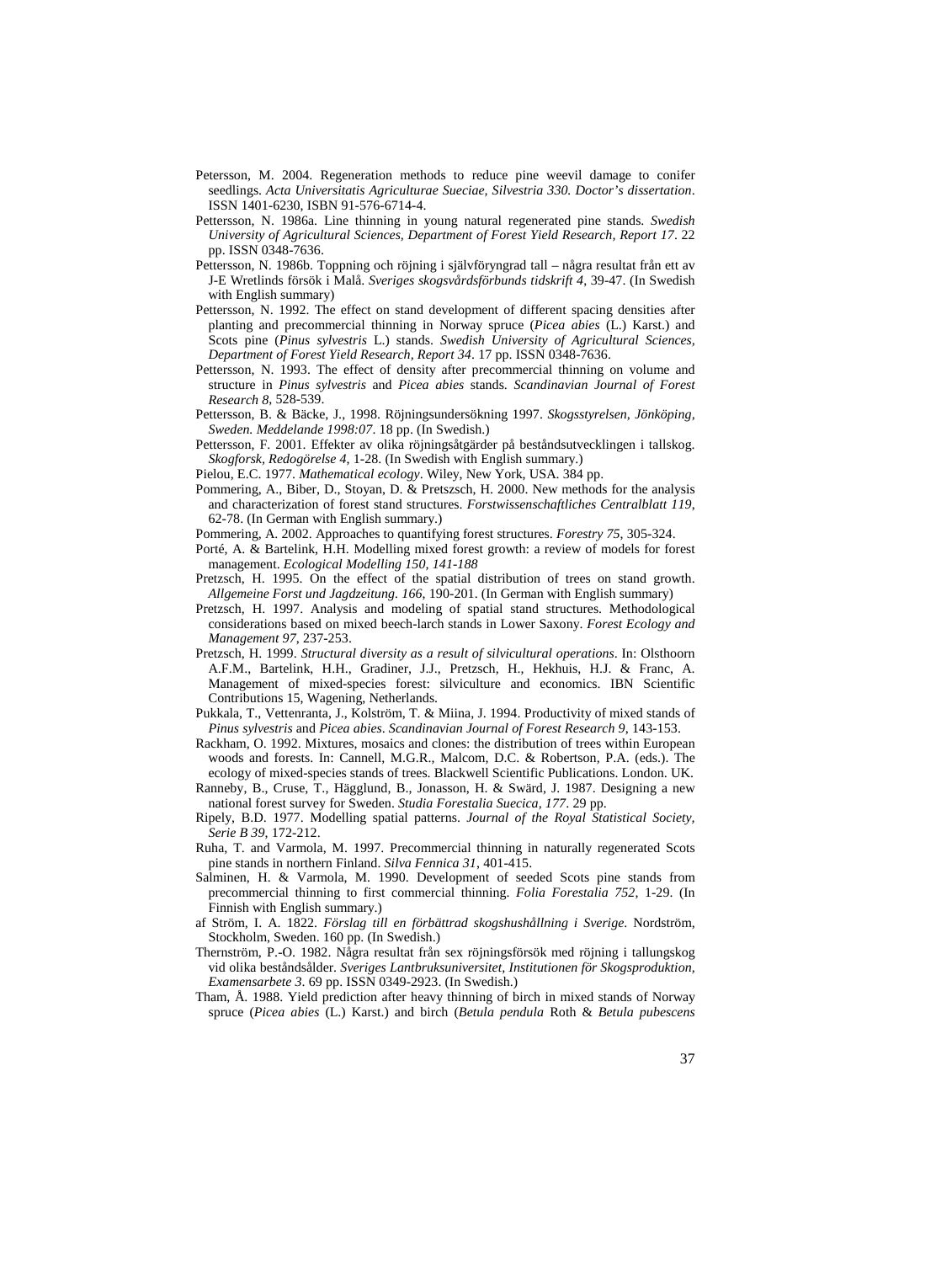Petersson, M. 2004. Regeneration methods to reduce pine weevil damage to conifer seedlings. *Acta Universitatis Agriculturae Sueciae, Silvestria 330. Doctor's dissertation*. ISSN 1401-6230, ISBN 91-576-6714-4.

Pettersson, N. 1986a. Line thinning in young natural regenerated pine stands. *Swedish University of Agricultural Sciences, Department of Forest Yield Research, Report 17*. 22 pp. ISSN 0348-7636.

Pettersson, N. 1986b. Toppning och röjning i självföryngrad tall – några resultat från ett av J-E Wretlinds försök i Malå. *Sveriges skogsvårdsförbunds tidskrift 4*, 39-47. (In Swedish with English summary)

Pettersson, N. 1992. The effect on stand development of different spacing densities after planting and precommercial thinning in Norway spruce (*Picea abies* (L.) Karst.) and Scots pine (*Pinus sylvestris* L.) stands. *Swedish University of Agricultural Sciences, Department of Forest Yield Research, Report 34*. 17 pp. ISSN 0348-7636.

Pettersson, N. 1993. The effect of density after precommercial thinning on volume and structure in *Pinus sylvestris* and *Picea abies* stands. *Scandinavian Journal of Forest Research 8*, 528-539.

Pettersson, B. & Bäcke, J., 1998. Röjningsundersökning 1997. *Skogsstyrelsen, Jönköping, Sweden. Meddelande 1998:07*. 18 pp. (In Swedish.)

Pettersson, F. 2001. Effekter av olika röjningsåtgärder på beståndsutvecklingen i tallskog. *Skogforsk, Redogörelse 4*, 1-28. (In Swedish with English summary.)

Pielou, E.C. 1977. *Mathematical ecology*. Wiley, New York, USA. 384 pp.

Pommering, A., Biber, D., Stoyan, D. & Pretszsch, H. 2000. New methods for the analysis and characterization of forest stand structures. *Forstwissenschaftliches Centralblatt 119*, 62-78. (In German with English summary.)

Pommering, A. 2002. Approaches to quantifying forest structures. *Forestry 75*, 305-324.

Porté, A. & Bartelink, H.H. Modelling mixed forest growth: a review of models for forest management. *Ecological Modelling 150, 141-188*

Pretzsch, H. 1995. On the effect of the spatial distribution of trees on stand growth. *Allgemeine Forst und Jagdzeitung. 166*, 190-201. (In German with English summary)

Pretzsch, H. 1997. Analysis and modeling of spatial stand structures. Methodological considerations based on mixed beech-larch stands in Lower Saxony. *Forest Ecology and Management 97*, 237-253.

Pretzsch, H. 1999. *Structural diversity as a result of silvicultural operations*. In: Olsthoorn A.F.M., Bartelink, H.H., Gradiner, J.J., Pretzsch, H., Hekhuis, H.J. & Franc, A. Management of mixed-species forest: silviculture and economics. IBN Scientific Contributions 15, Wagening, Netherlands.

Pukkala, T., Vettenranta, J., Kolström, T. & Miina, J. 1994. Productivity of mixed stands of *Pinus sylvestris* and *Picea abies*. *Scandinavian Journal of Forest Research 9*, 143-153.

Rackham, O. 1992. Mixtures, mosaics and clones: the distribution of trees within European woods and forests. In: Cannell, M.G.R., Malcom, D.C. & Robertson, P.A. (eds.). The ecology of mixed-species stands of trees. Blackwell Scientific Publications. London. UK.

Ranneby, B., Cruse, T., Hägglund, B., Jonasson, H. & Swärd, J. 1987. Designing a new national forest survey for Sweden. *Studia Forestalia Suecica, 177*. 29 pp.

Ripely, B.D. 1977. Modelling spatial patterns. *Journal of the Royal Statistical Society, Serie B 39*, 172-212.

Ruha, T. and Varmola, M. 1997. Precommercial thinning in naturally regenerated Scots pine stands in northern Finland. *Silva Fennica 31*, 401-415.

Salminen, H. & Varmola, M. 1990. Development of seeded Scots pine stands from precommercial thinning to first commercial thinning. *Folia Forestalia 752*, 1-29. (In Finnish with English summary.)

af Ström, I. A. 1822. *Förslag till en förbättrad skogshushållning i Sverige*. Nordström, Stockholm, Sweden. 160 pp. (In Swedish.)

Thernström, P.-O. 1982. Några resultat från sex röjningsförsök med röjning i tallungskog vid olika beståndsålder. *Sveriges Lantbruksuniversitet, Institutionen för Skogsproduktion, Examensarbete 3*. 69 pp. ISSN 0349-2923. (In Swedish.)

Tham, Å. 1988. Yield prediction after heavy thinning of birch in mixed stands of Norway spruce (*Picea abies* (L.) Karst.) and birch (*Betula pendula* Roth & *Betula pubescens*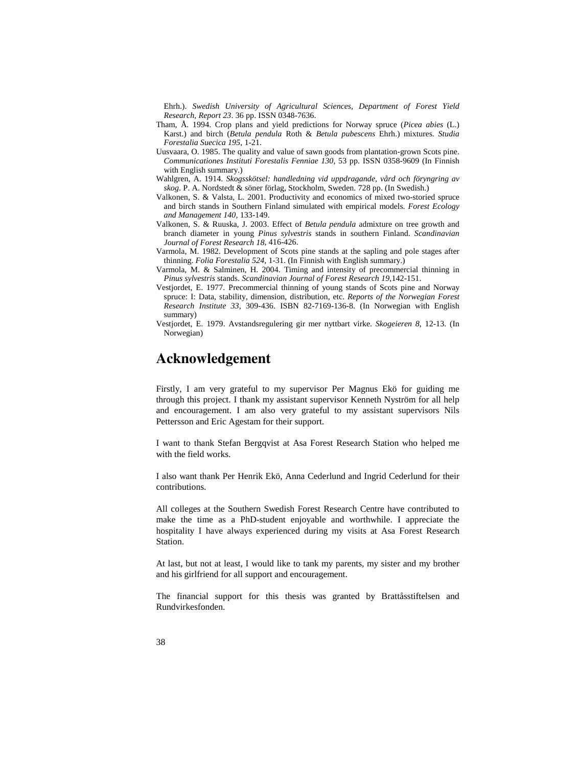Ehrh.). *Swedish University of Agricultural Sciences, Department of Forest Yield Research, Report 23*. 36 pp. ISSN 0348-7636.

Tham, Å. 1994. Crop plans and yield predictions for Norway spruce (*Picea abies* (L.) Karst.) and birch (*Betula pendula* Roth & *Betula pubescens* Ehrh.) mixtures. *Studia Forestalia Suecica 195*, 1-21.

Uusvaara, O. 1985. The quality and value of sawn goods from plantation-grown Scots pine. *Communicationes Instituti Forestalis Fenniae 130*, 53 pp. ISSN 0358-9609 (In Finnish with English summary.)

Wahlgren, A. 1914. *Skogsskötsel: handledning vid uppdragande, vård och föryngring av skog*. P. A. Nordstedt & söner förlag, Stockholm, Sweden. 728 pp. (In Swedish.)

Valkonen, S. & Valsta, L. 2001. Productivity and economics of mixed two-storied spruce and birch stands in Southern Finland simulated with empirical models. *Forest Ecology and Management 140*, 133-149.

Valkonen, S. & Ruuska, J. 2003. Effect of *Betula pendula* admixture on tree growth and branch diameter in young *Pinus sylvestris* stands in southern Finland. *Scandinavian Journal of Forest Research 18*, 416-426.

Varmola, M. 1982. Development of Scots pine stands at the sapling and pole stages after thinning. *Folia Forestalia 524*, 1-31. (In Finnish with English summary.)

Varmola, M. & Salminen, H. 2004. Timing and intensity of precommercial thinning in *Pinus sylvestris* stands. *Scandinavian Journal of Forest Research 19*,142-151.

Vestjordet, E. 1977. Precommercial thinning of young stands of Scots pine and Norway spruce: I: Data, stability, dimension, distribution, etc. *Reports of the Norwegian Forest Research Institute 33*, 309-436. ISBN 82-7169-136-8. (In Norwegian with English summary)

Vestjordet, E. 1979. Avstandsregulering gir mer nyttbart virke. *Skogeieren 8*, 12-13. (In Norwegian)

# Acknowledgement

Firstly, I am very grateful to my supervisor Per Magnus Ekö for guiding me through this project. I thank my assistant supervisor Kenneth Nyström for all help and encouragement. I am also very grateful to my assistant supervisors Nils Pettersson and Eric Agestam for their support.

I want to thank Stefan Bergqvist at Asa Forest Research Station who helped me with the field works.

I also want thank Per Henrik Ekö, Anna Cederlund and Ingrid Cederlund for their contributions.

All colleges at the Southern Swedish Forest Research Centre have contributed to make the time as a PhD-student enjoyable and worthwhile. I appreciate the hospitality I have always experienced during my visits at Asa Forest Research Station.

At last, but not at least, I would like to tank my parents, my sister and my brother and his girlfriend for all support and encouragement.

The financial support for this thesis was granted by Brattåsstiftelsen and Rundvirkesfonden.